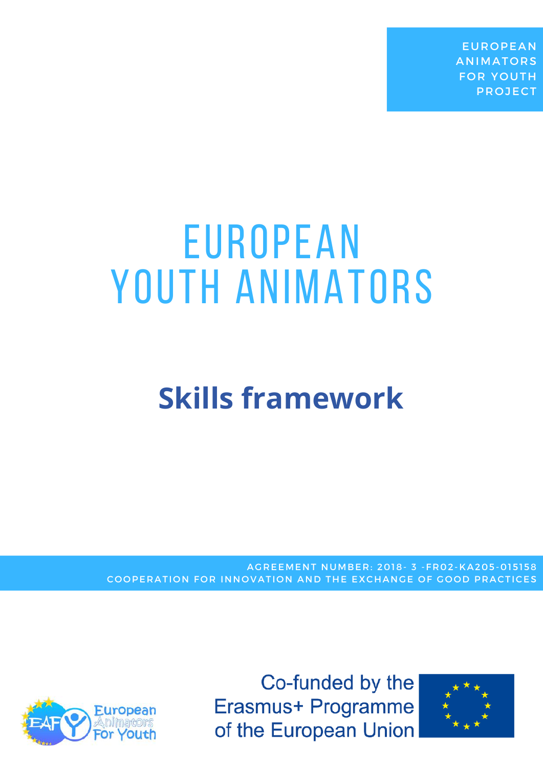EUROPEAN ANIMATORS FOR YOUTH PROJECT

# EUROPEAN YOUTH ANIMATORS

## Skills framework

AGREEMENT NUMBER: 2018- 3 -FR02-KA205-015158
COOPERATION FOR INNOVATION AND THE EXCHANGE OF GOOD PRACTICES

European Animators For Youth

Co-funded by the Erasmus+ Programme of the European Union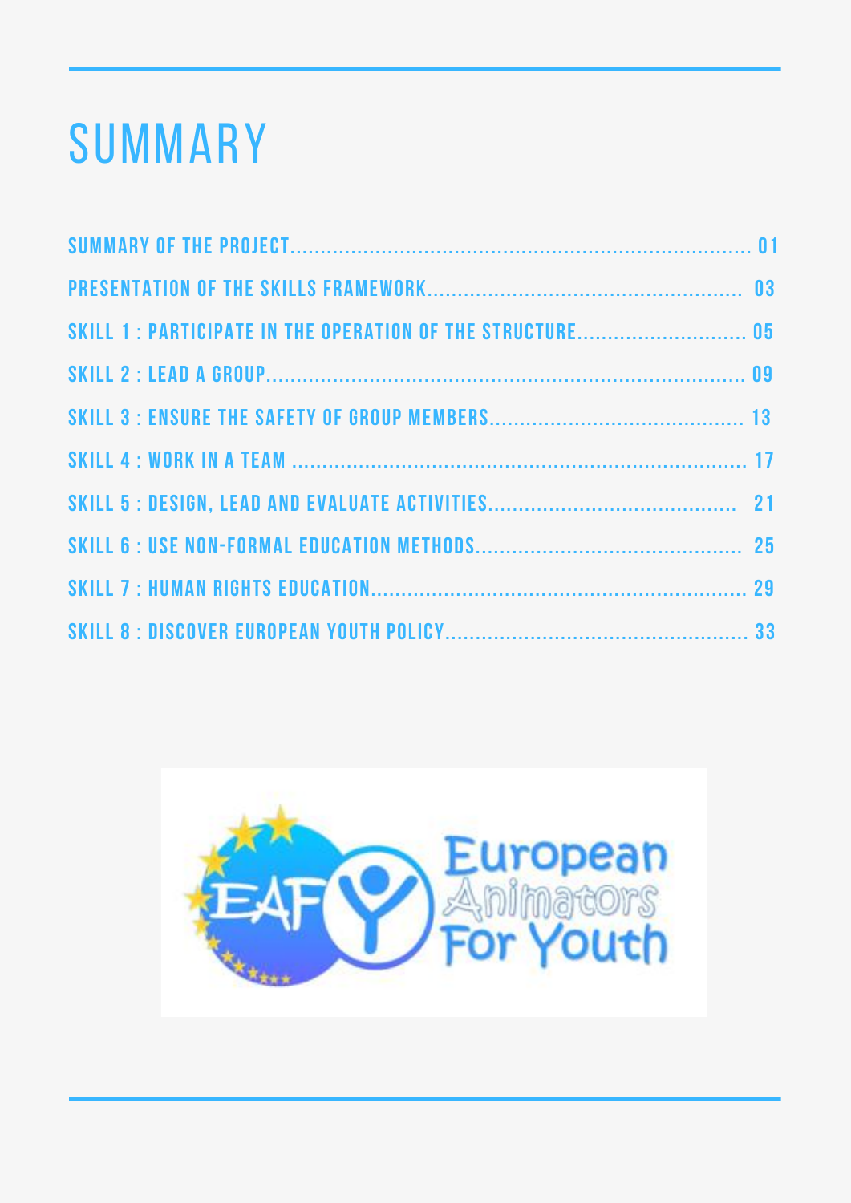# SUMMARY

- SUMMARY OF THE PROJECT ........ 01
- PRESENTATION OF THE SKILLS FRAMEWORK ........ 03
- SKILL 1 : PARTICIPATE IN THE OPERATION OF THE STRUCTURE ........ 05
- SKILL 2 : LEAD A GROUP ........ 09
- SKILL 3 : ENSURE THE SAFETY OF GROUP MEMBERS ........ 13
- SKILL 4 : WORK IN A TEAM ........ 17
- SKILL 5 : DESIGN, LEAD AND EVALUATE ACTIVITIES ........ 21
- SKILL 6 : USE NON-FORMAL EDUCATION METHODS ........ 25
- SKILL 7 : HUMAN RIGHTS EDUCATION ........ 29
- SKILL 8 : DISCOVER EUROPEAN YOUTH POLICY ........ 33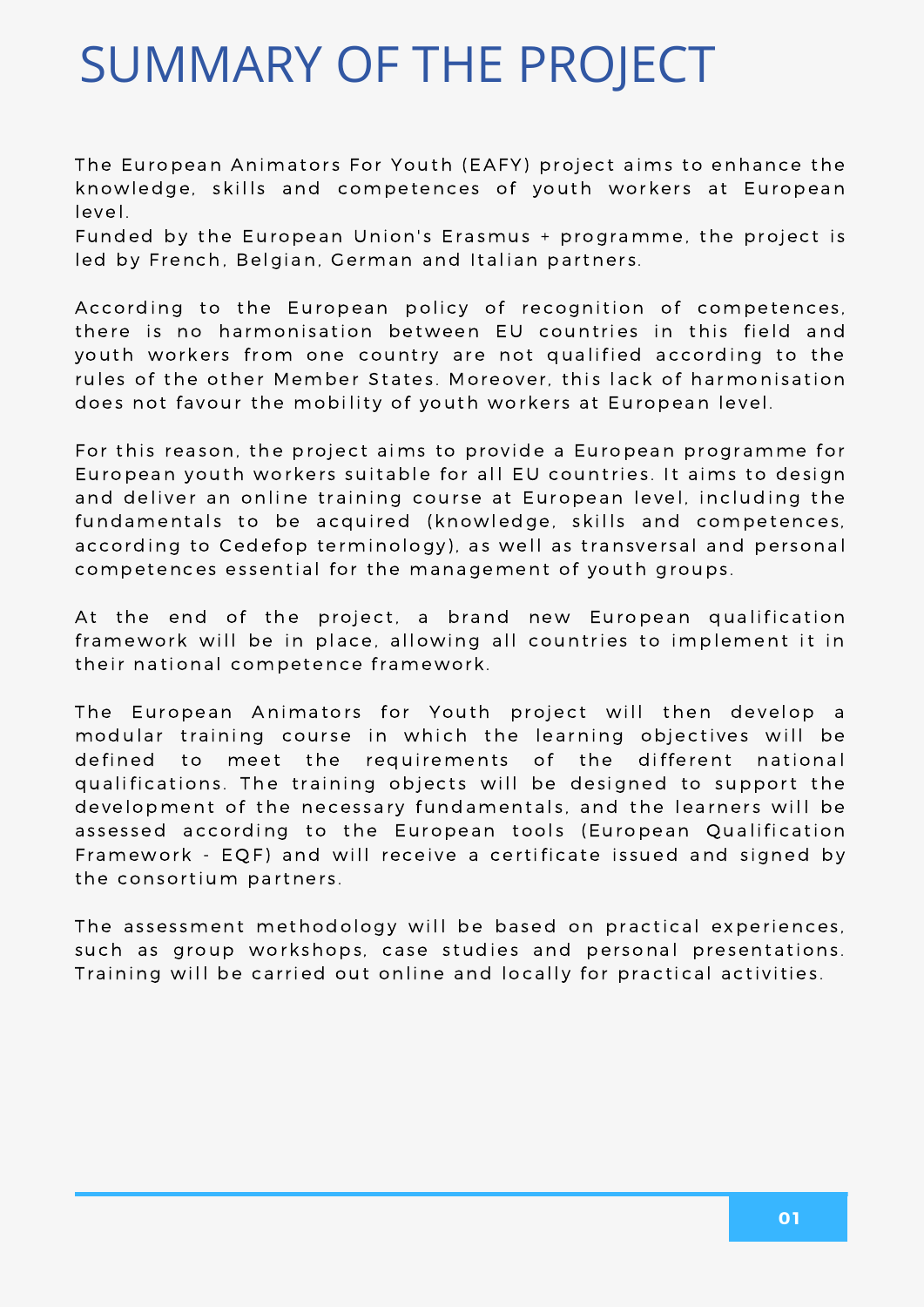# SUMMARY OF THE PROJECT

The European Animators For Youth (EAFY) project aims to enhance the knowledge, skills and competences of youth workers at European level.
Funded by the European Union's Erasmus + programme, the project is led by French, Belgian, German and Italian partners.

According to the European policy of recognition of competences, there is no harmonisation between EU countries in this field and youth workers from one country are not qualified according to the rules of the other Member States. Moreover, this lack of harmonisation does not favour the mobility of youth workers at European level.

For this reason, the project aims to provide a European programme for European youth workers suitable for all EU countries. It aims to design and deliver an online training course at European level, including the fundamentals to be acquired (knowledge, skills and competences, according to Cedefop terminology), as well as transversal and personal competences essential for the management of youth groups.

At the end of the project, a brand new European qualification framework will be in place, allowing all countries to implement it in their national competence framework.

The European Animators for Youth project will then develop a modular training course in which the learning objectives will be defined to meet the requirements of the different national qualifications. The training objects will be designed to support the development of the necessary fundamentals, and the learners will be assessed according to the European tools (European Qualification Framework - EQF) and will receive a certificate issued and signed by the consortium partners.

The assessment methodology will be based on practical experiences, such as group workshops, case studies and personal presentations. Training will be carried out online and locally for practical activities.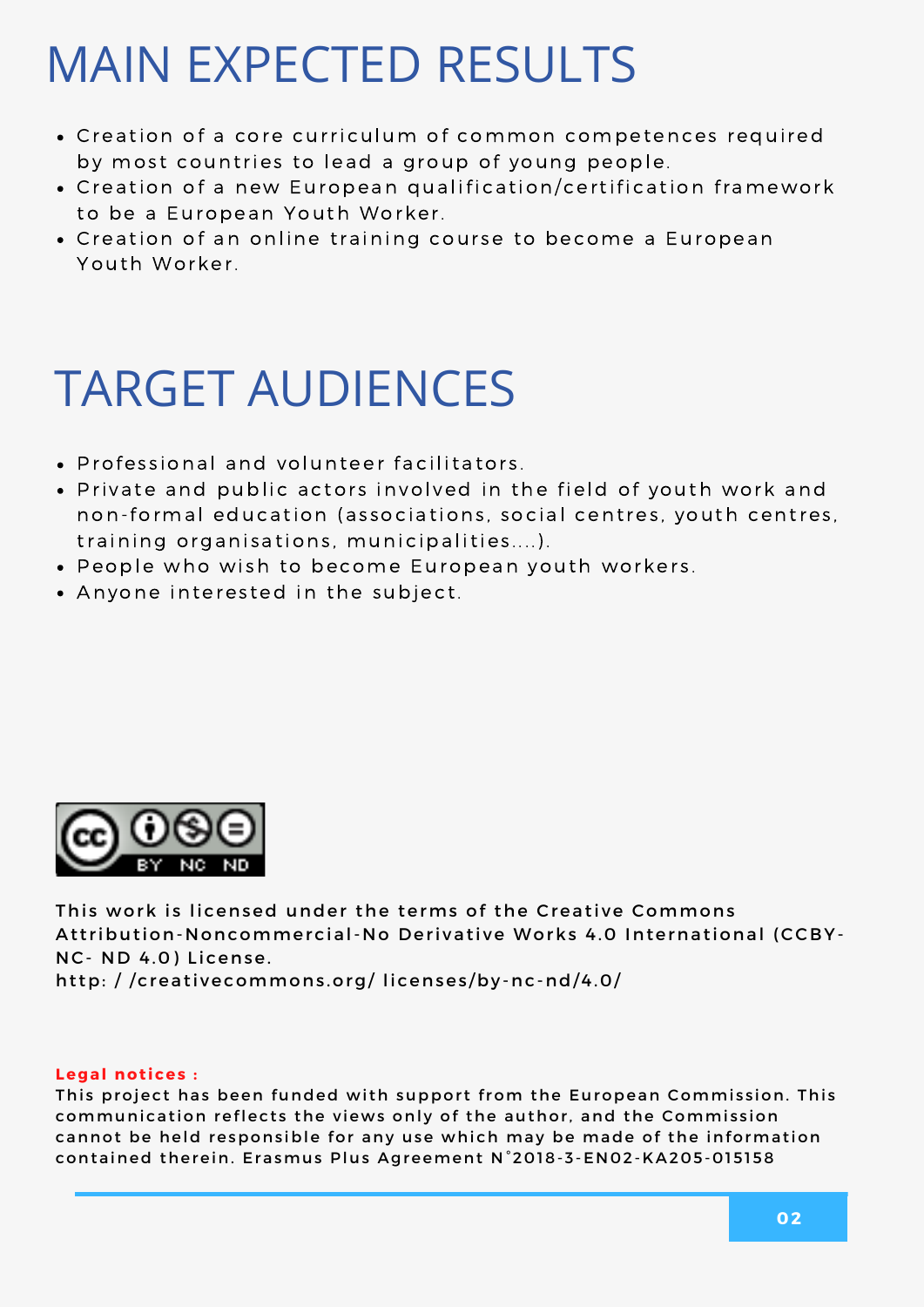# MAIN EXPECTED RESULTS

- Creation of a core curriculum of common competences required by most countries to lead a group of young people.
- Creation of a new European qualification/certification framework to be a European Youth Worker.
- Creation of an online training course to become a European Youth Worker.

# TARGET AUDIENCES

- Professional and volunteer facilitators.
- Private and public actors involved in the field of youth work and non-formal education (associations, social centres, youth centres, training organisations, municipalities....).
- People who wish to become European youth workers.
- Anyone interested in the subject.

This work is licensed under the terms of the Creative Commons Attribution-Noncommercial-No Derivative Works 4.0 International (CCBY-NC- ND 4.0) License.
http: / /creativecommons.org/ licenses/by-nc-nd/4.0/

**Legal notices :**
This project has been funded with support from the European Commission. This communication reflects the views only of the author, and the Commission cannot be held responsible for any use which may be made of the information contained therein. Erasmus Plus Agreement N°2018-3-EN02-KA205-015158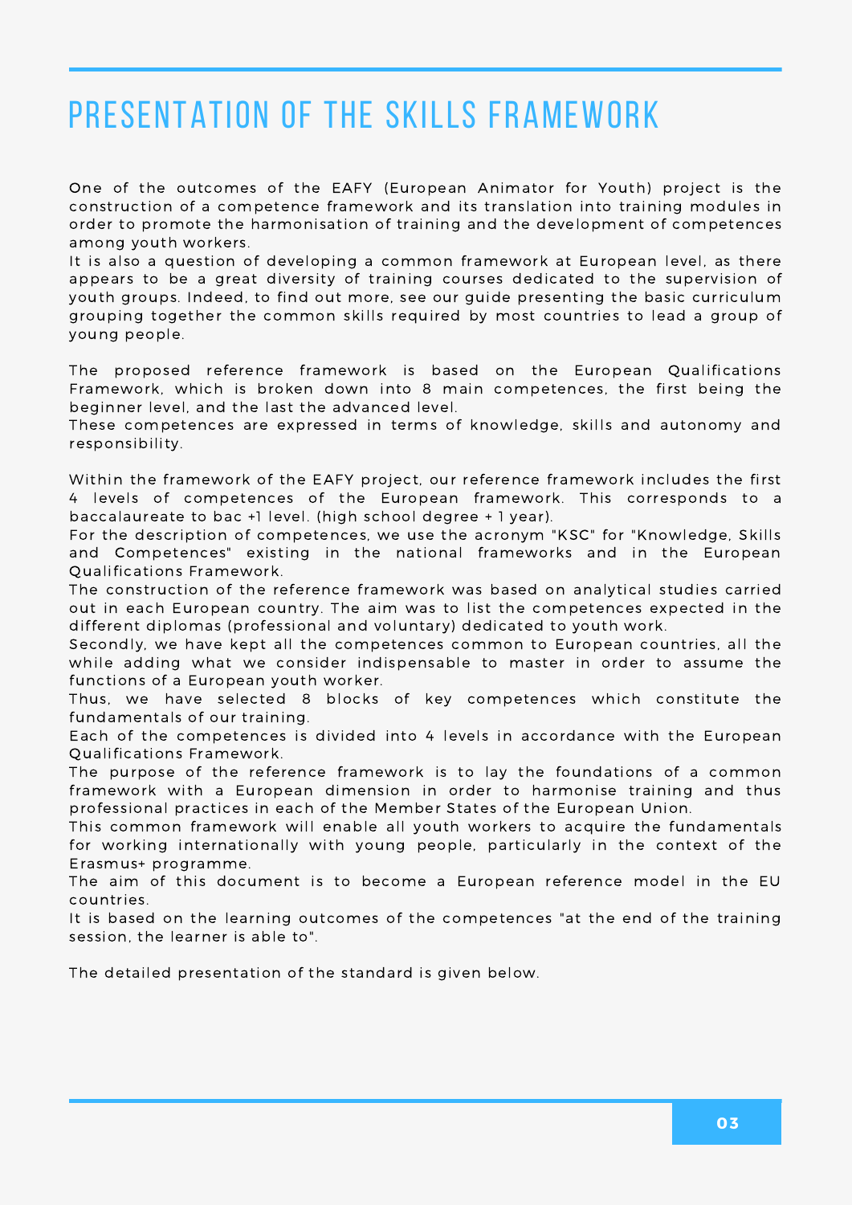# PRESENTATION OF THE SKILLS FRAMEWORK

One of the outcomes of the EAFY (European Animator for Youth) project is the construction of a competence framework and its translation into training modules in order to promote the harmonisation of training and the development of competences among youth workers.

It is also a question of developing a common framework at European level, as there appears to be a great diversity of training courses dedicated to the supervision of youth groups. Indeed, to find out more, see our guide presenting the basic curriculum grouping together the common skills required by most countries to lead a group of young people.

The proposed reference framework is based on the European Qualifications Framework, which is broken down into 8 main competences, the first being the beginner level, and the last the advanced level.

These competences are expressed in terms of knowledge, skills and autonomy and responsibility.

Within the framework of the EAFY project, our reference framework includes the first 4 levels of competences of the European framework. This corresponds to a baccalaureate to bac +1 level. (high school degree + 1 year).

For the description of competences, we use the acronym "KSC" for "Knowledge, Skills and Competences" existing in the national frameworks and in the European Qualifications Framework.

The construction of the reference framework was based on analytical studies carried out in each European country. The aim was to list the competences expected in the different diplomas (professional and voluntary) dedicated to youth work.

Secondly, we have kept all the competences common to European countries, all the while adding what we consider indispensable to master in order to assume the functions of a European youth worker.

Thus, we have selected 8 blocks of key competences which constitute the fundamentals of our training.

Each of the competences is divided into 4 levels in accordance with the European Qualifications Framework.

The purpose of the reference framework is to lay the foundations of a common framework with a European dimension in order to harmonise training and thus professional practices in each of the Member States of the European Union.

This common framework will enable all youth workers to acquire the fundamentals for working internationally with young people, particularly in the context of the Erasmus+ programme.

The aim of this document is to become a European reference model in the EU countries.

It is based on the learning outcomes of the competences "at the end of the training session, the learner is able to".

The detailed presentation of the standard is given below.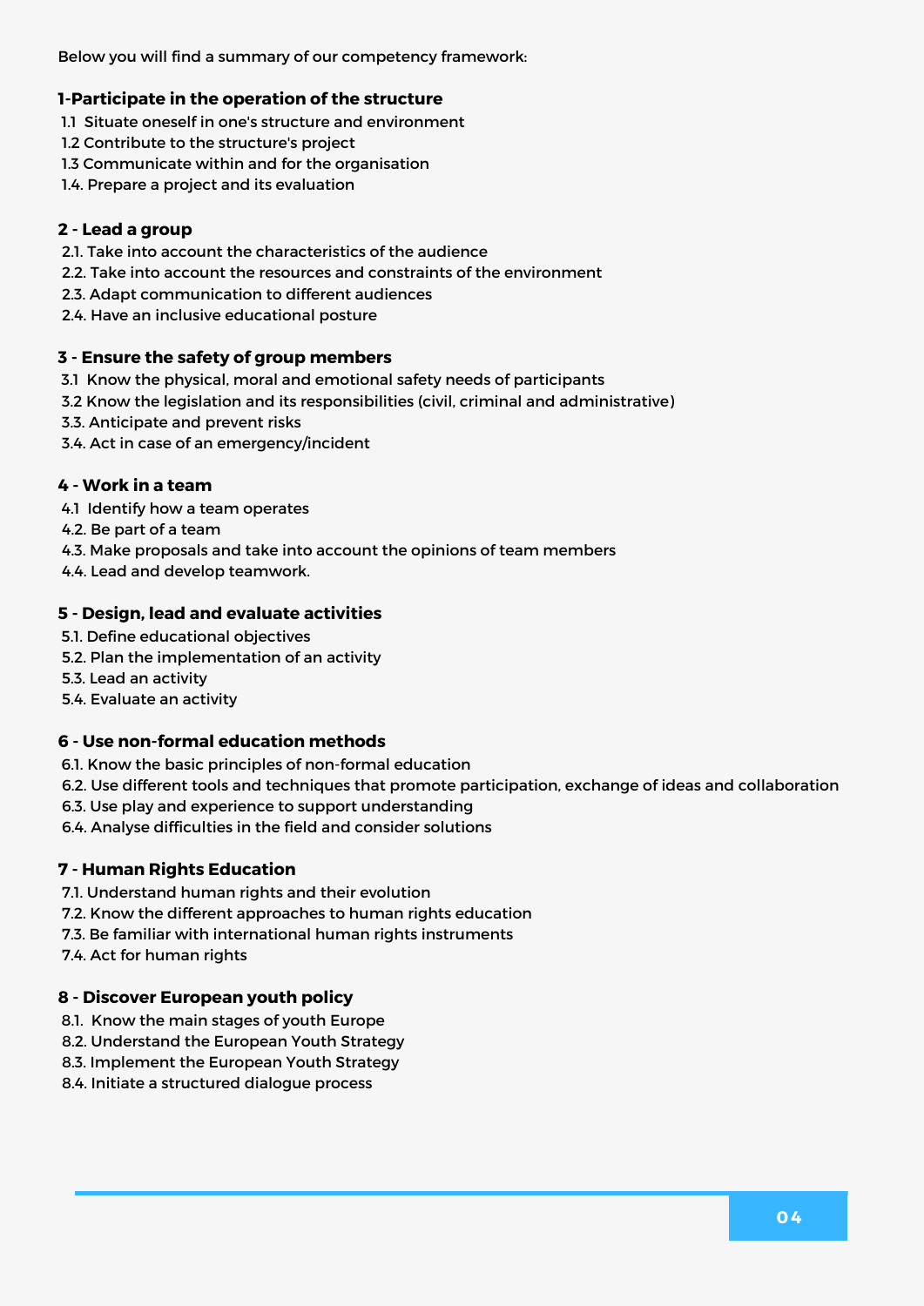Below you will find a summary of our competency framework:

**1-Participate in the operation of the structure**

1.1 Situate oneself in one's structure and environment
1.2 Contribute to the structure's project
1.3 Communicate within and for the organisation
1.4. Prepare a project and its evaluation

**2 - Lead a group**

2.1. Take into account the characteristics of the audience
2.2. Take into account the resources and constraints of the environment
2.3. Adapt communication to different audiences
2.4. Have an inclusive educational posture

**3 - Ensure the safety of group members**

3.1 Know the physical, moral and emotional safety needs of participants
3.2 Know the legislation and its responsibilities (civil, criminal and administrative)
3.3. Anticipate and prevent risks
3.4. Act in case of an emergency/incident

**4 - Work in a team**

4.1 Identify how a team operates
4.2. Be part of a team
4.3. Make proposals and take into account the opinions of team members
4.4. Lead and develop teamwork.

**5 - Design, lead and evaluate activities**

5.1. Define educational objectives
5.2. Plan the implementation of an activity
5.3. Lead an activity
5.4. Evaluate an activity

**6 - Use non-formal education methods**

6.1. Know the basic principles of non-formal education
6.2. Use different tools and techniques that promote participation, exchange of ideas and collaboration
6.3. Use play and experience to support understanding
6.4. Analyse difficulties in the field and consider solutions

**7 - Human Rights Education**

7.1. Understand human rights and their evolution
7.2. Know the different approaches to human rights education
7.3. Be familiar with international human rights instruments
7.4. Act for human rights

**8 - Discover European youth policy**

8.1. Know the main stages of youth Europe
8.2. Understand the European Youth Strategy
8.3. Implement the European Youth Strategy
8.4. Initiate a structured dialogue process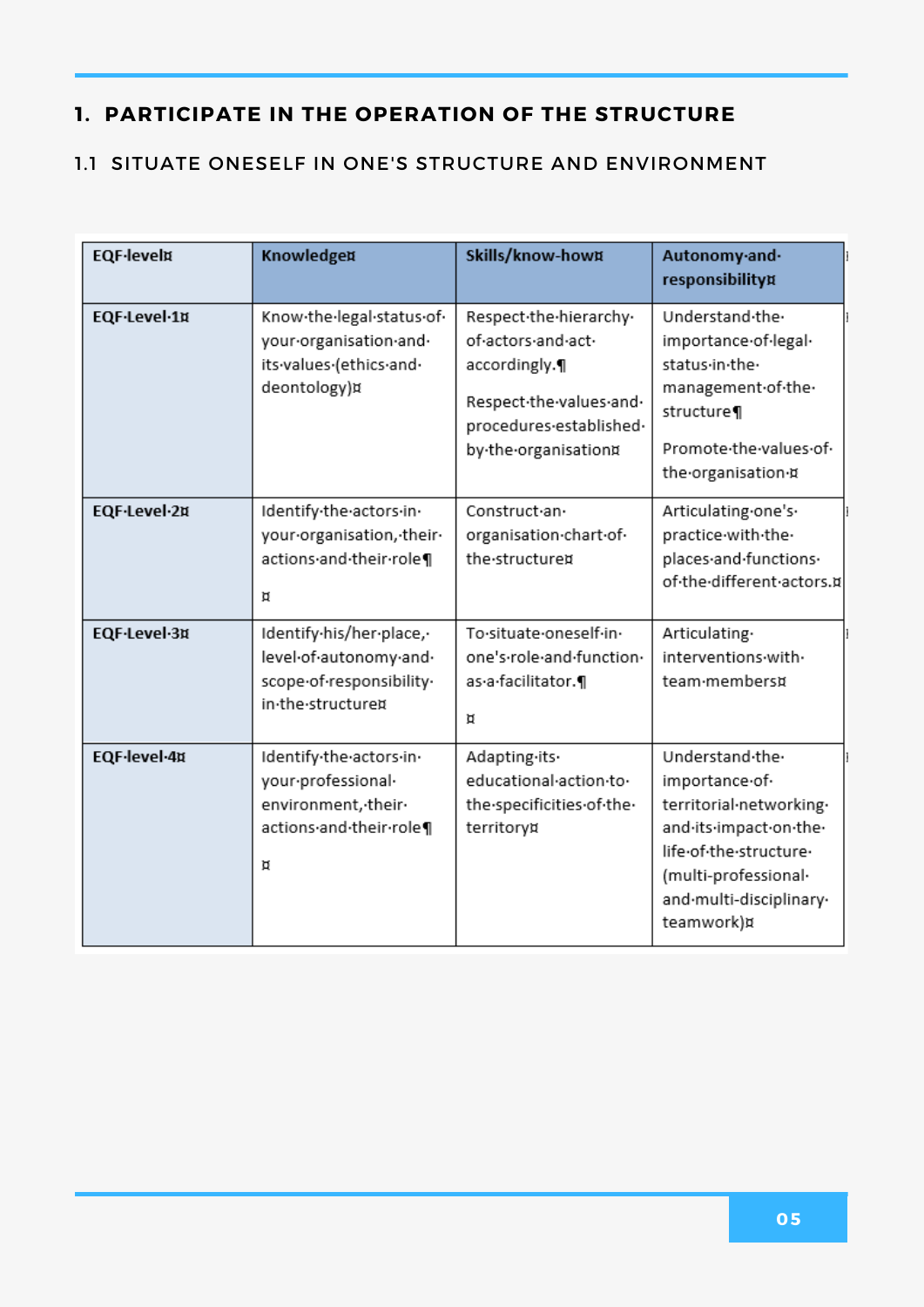# 1. PARTICIPATE IN THE OPERATION OF THE STRUCTURE

## 1.1 SITUATE ONESELF IN ONE'S STRUCTURE AND ENVIRONMENT

| EQF level | Knowledge | Skills/know-how | Autonomy and responsibility |
|---|---|---|---|
| EQF Level 1 | Know the legal status of your organisation and its values (ethics and deontology) | Respect the hierarchy of actors and act accordingly.<br><br>Respect the values and procedures established by the organisation | Understand the importance of legal status in the management of the structure<br><br>Promote the values of the organisation |
| EQF Level 2 | Identify the actors in your organisation, their actions and their role | Construct an organisation chart of the structure | Articulating one's practice with the places and functions of the different actors. |
| EQF Level 3 | Identify his/her place, level of autonomy and scope of responsibility in the structure | To situate oneself in one's role and function as a facilitator. | Articulating interventions with team members |
| EQF level 4 | Identify the actors in your professional environment, their actions and their role | Adapting its educational action to the specificities of the territory | Understand the importance of territorial networking and its impact on the life of the structure (multi-professional and multi-disciplinary teamwork) |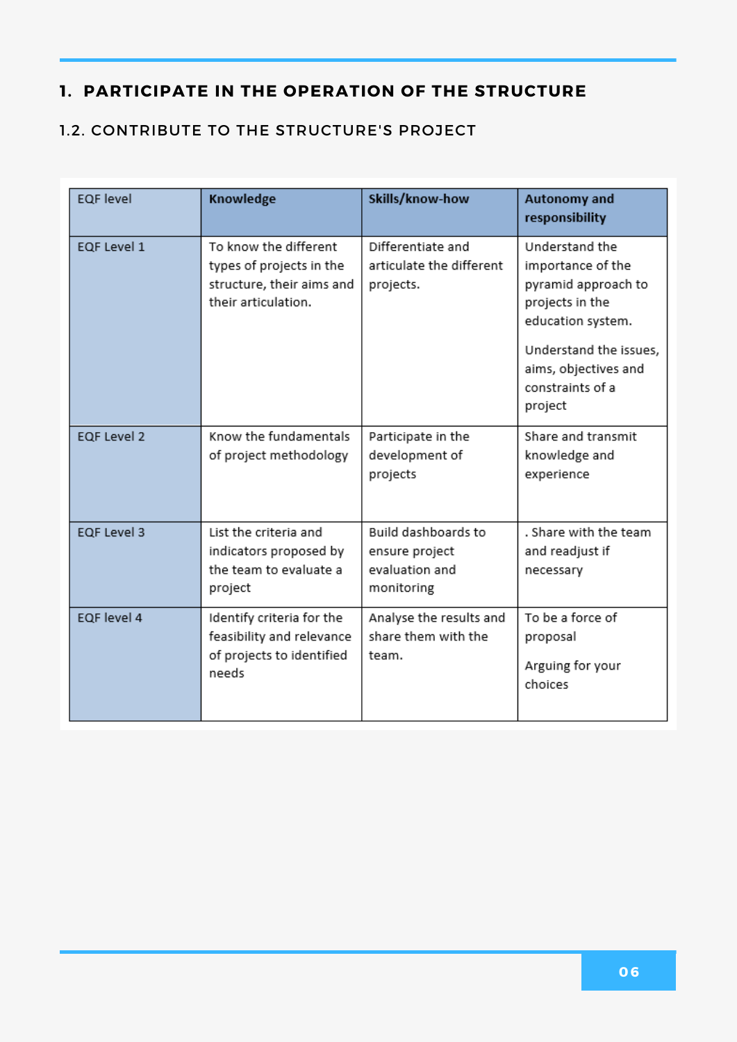# 1. PARTICIPATE IN THE OPERATION OF THE STRUCTURE

## 1.2. CONTRIBUTE TO THE STRUCTURE'S PROJECT

| EQF level | **Knowledge** | **Skills/know-how** | **Autonomy and responsibility** |
|---|---|---|---|
| EQF Level 1 | To know the different types of projects in the structure, their aims and their articulation. | Differentiate and articulate the different projects. | Understand the importance of the pyramid approach to projects in the education system.<br><br>Understand the issues, aims, objectives and constraints of a project |
| EQF Level 2 | Know the fundamentals of project methodology | Participate in the development of projects | Share and transmit knowledge and experience |
| EQF Level 3 | List the criteria and indicators proposed by the team to evaluate a project | Build dashboards to ensure project evaluation and monitoring | . Share with the team and readjust if necessary |
| EQF level 4 | Identify criteria for the feasibility and relevance of projects to identified needs | Analyse the results and share them with the team. | To be a force of proposal<br><br>Arguing for your choices |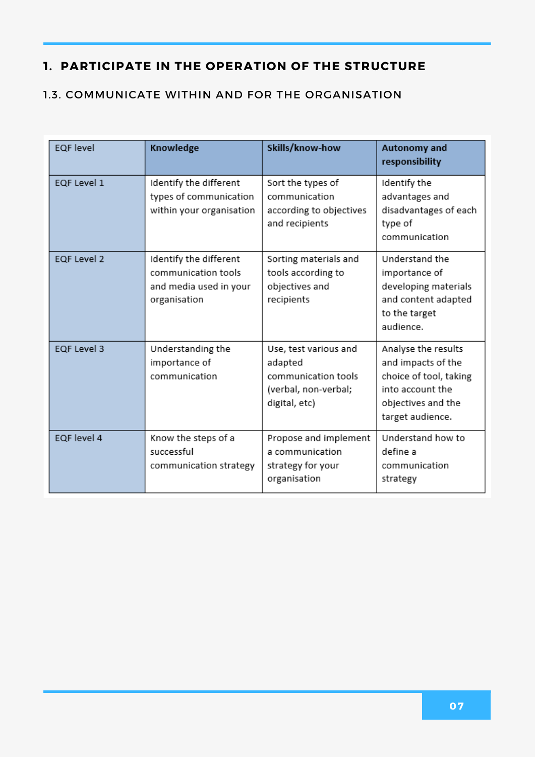## 1. PARTICIPATE IN THE OPERATION OF THE STRUCTURE

### 1.3. COMMUNICATE WITHIN AND FOR THE ORGANISATION

| EQF level | Knowledge | Skills/know-how | Autonomy and responsibility |
|---|---|---|---|
| EQF Level 1 | Identify the different types of communication within your organisation | Sort the types of communication according to objectives and recipients | Identify the advantages and disadvantages of each type of communication |
| EQF Level 2 | Identify the different communication tools and media used in your organisation | Sorting materials and tools according to objectives and recipients | Understand the importance of developing materials and content adapted to the target audience. |
| EQF Level 3 | Understanding the importance of communication | Use, test various and adapted communication tools (verbal, non-verbal; digital, etc) | Analyse the results and impacts of the choice of tool, taking into account the objectives and the target audience. |
| EQF level 4 | Know the steps of a successful communication strategy | Propose and implement a communication strategy for your organisation | Understand how to define a communication strategy |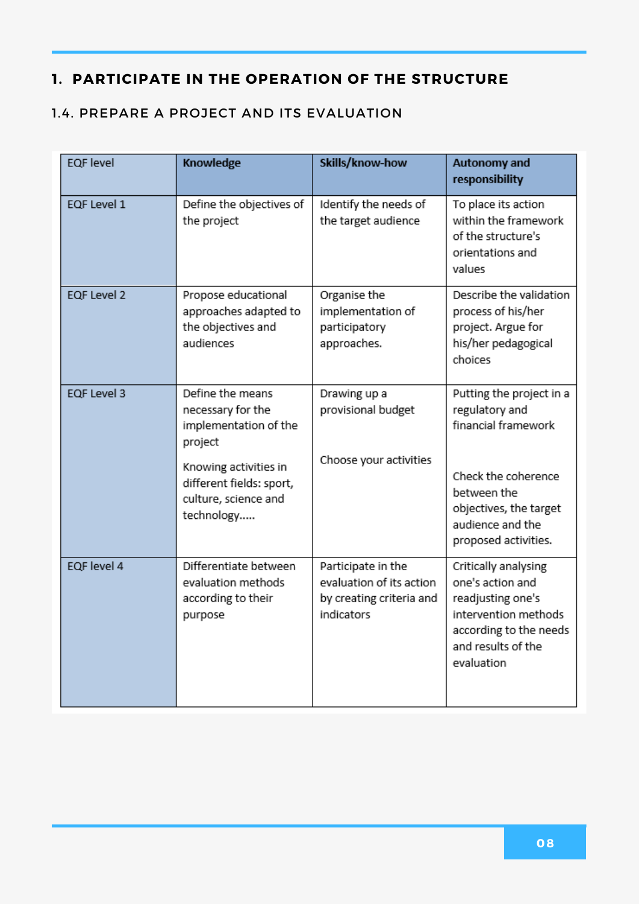# 1. PARTICIPATE IN THE OPERATION OF THE STRUCTURE

## 1.4. PREPARE A PROJECT AND ITS EVALUATION

| EQF level | Knowledge | Skills/know-how | Autonomy and responsibility |
|---|---|---|---|
| EQF Level 1 | Define the objectives of the project | Identify the needs of the target audience | To place its action within the framework of the structure's orientations and values |
| EQF Level 2 | Propose educational approaches adapted to the objectives and audiences | Organise the implementation of participatory approaches. | Describe the validation process of his/her project. Argue for his/her pedagogical choices |
| EQF Level 3 | Define the means necessary for the implementation of the project<br><br>Knowing activities in different fields: sport, culture, science and technology..... | Drawing up a provisional budget<br><br>Choose your activities | Putting the project in a regulatory and financial framework<br><br>Check the coherence between the objectives, the target audience and the proposed activities. |
| EQF level 4 | Differentiate between evaluation methods according to their purpose | Participate in the evaluation of its action by creating criteria and indicators | Critically analysing one's action and readjusting one's intervention methods according to the needs and results of the evaluation |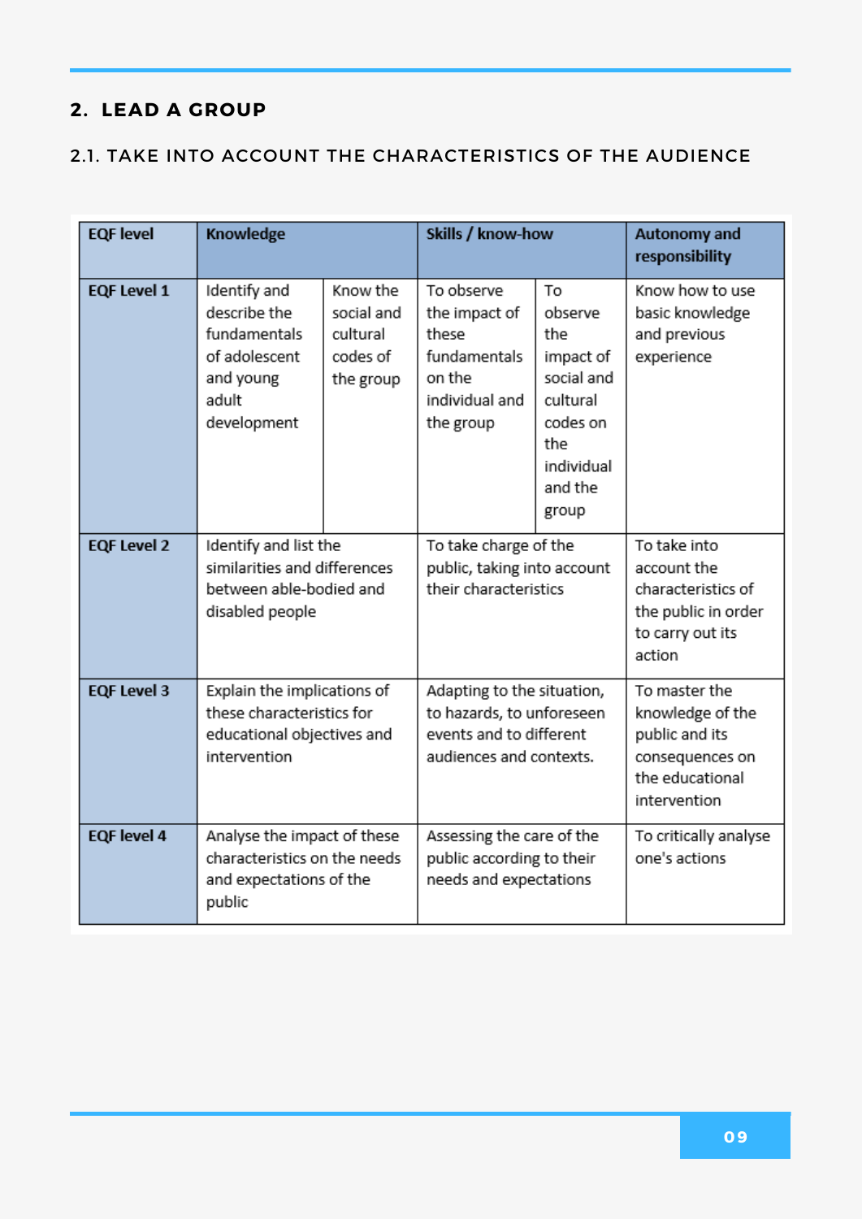## 2. LEAD A GROUP

### 2.1. TAKE INTO ACCOUNT THE CHARACTERISTICS OF THE AUDIENCE

| EQF level | Knowledge | | Skills / know-how | | Autonomy and responsibility |
|---|---|---|---|---|---|
| EQF Level 1 | Identify and describe the fundamentals of adolescent and young adult development | Know the social and cultural codes of the group | To observe the impact of these fundamentals on the individual and the group | To observe the impact of social and cultural codes on the individual and the group | Know how to use basic knowledge and previous experience |
| EQF Level 2 | Identify and list the similarities and differences between able-bodied and disabled people | | To take charge of the public, taking into account their characteristics | | To take into account the characteristics of the public in order to carry out its action |
| EQF Level 3 | Explain the implications of these characteristics for educational objectives and intervention | | Adapting to the situation, to hazards, to unforeseen events and to different audiences and contexts. | | To master the knowledge of the public and its consequences on the educational intervention |
| EQF level 4 | Analyse the impact of these characteristics on the needs and expectations of the public | | Assessing the care of the public according to their needs and expectations | | To critically analyse one's actions |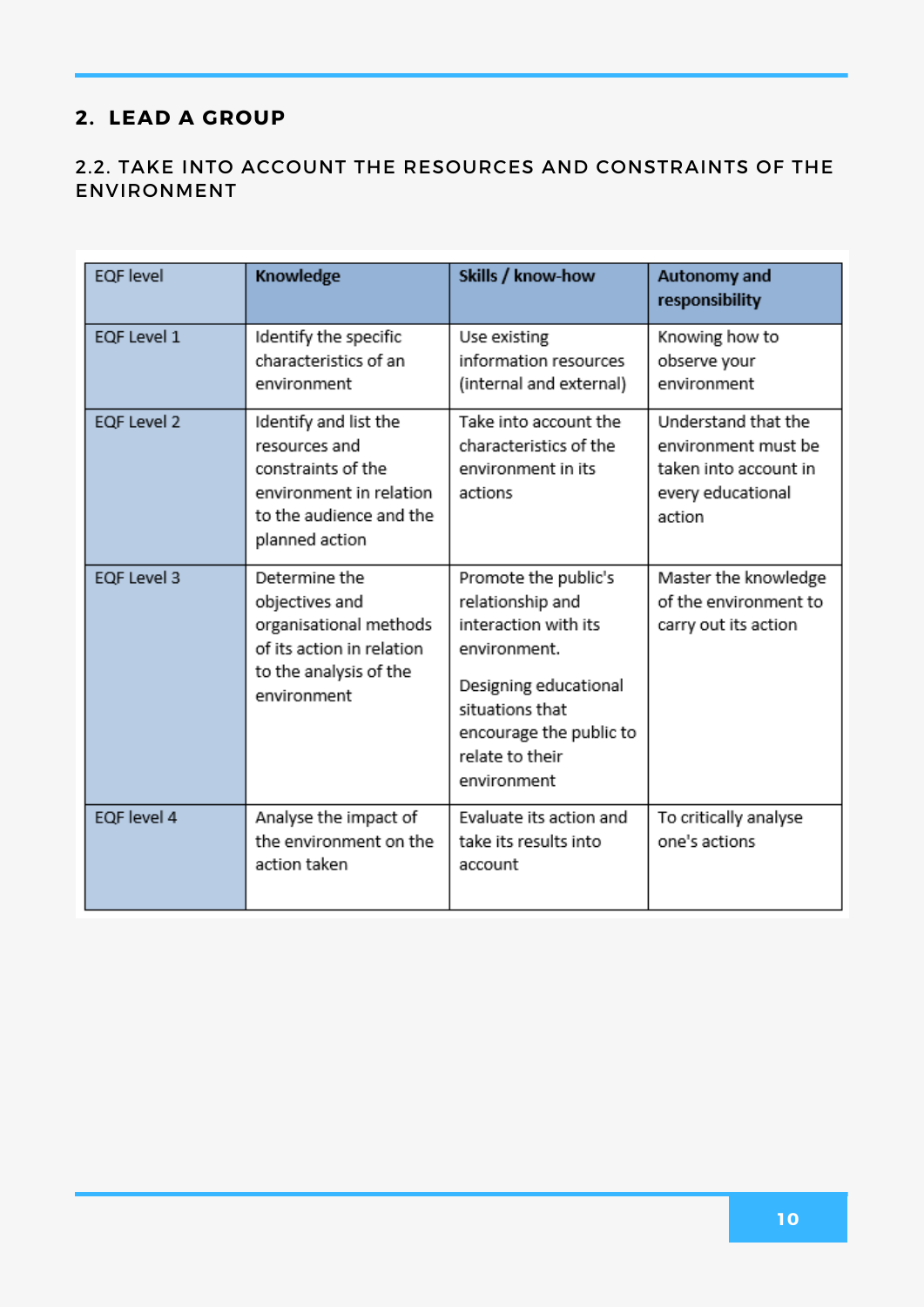## 2. LEAD A GROUP

### 2.2. TAKE INTO ACCOUNT THE RESOURCES AND CONSTRAINTS OF THE ENVIRONMENT

| EQF level | Knowledge | Skills / know-how | Autonomy and responsibility |
|---|---|---|---|
| EQF Level 1 | Identify the specific characteristics of an environment | Use existing information resources (internal and external) | Knowing how to observe your environment |
| EQF Level 2 | Identify and list the resources and constraints of the environment in relation to the audience and the planned action | Take into account the characteristics of the environment in its actions | Understand that the environment must be taken into account in every educational action |
| EQF Level 3 | Determine the objectives and organisational methods of its action in relation to the analysis of the environment | Promote the public's relationship and interaction with its environment.<br><br>Designing educational situations that encourage the public to relate to their environment | Master the knowledge of the environment to carry out its action |
| EQF level 4 | Analyse the impact of the environment on the action taken | Evaluate its action and take its results into account | To critically analyse one's actions |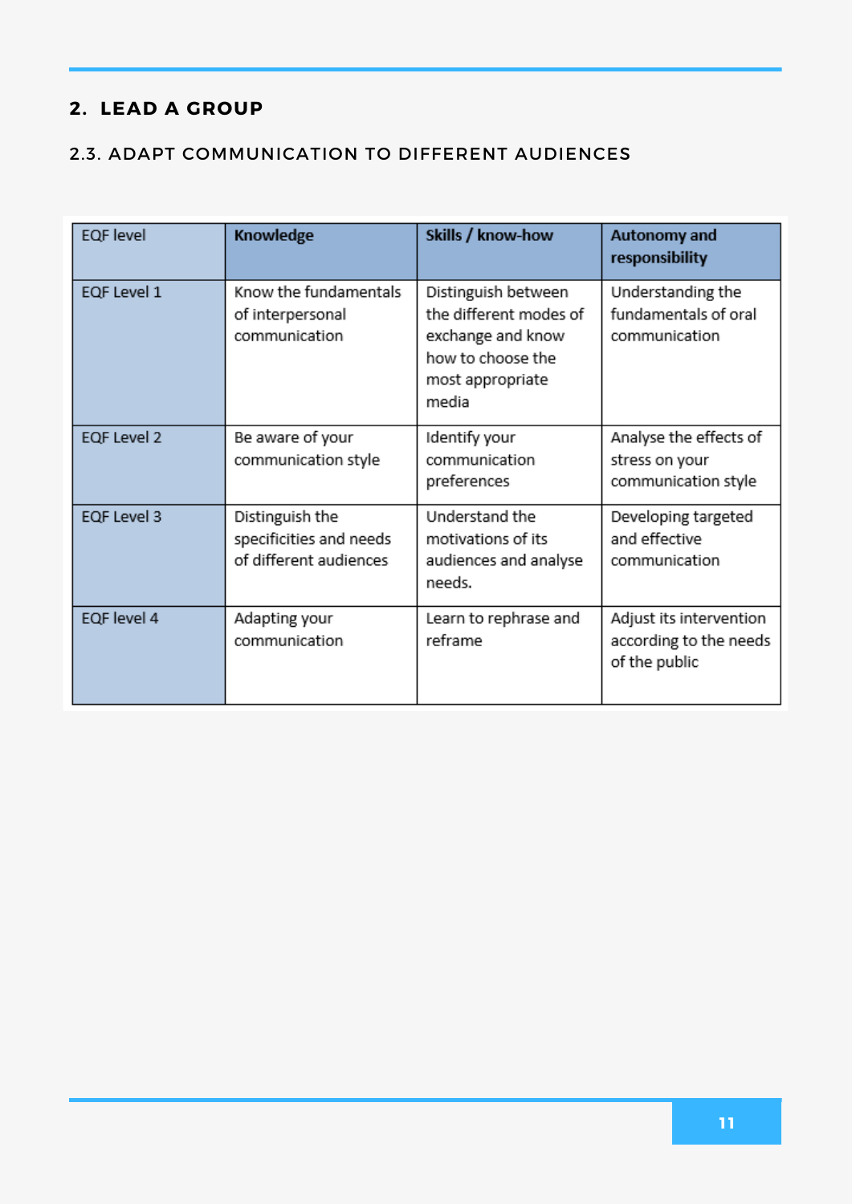## 2. LEAD A GROUP

### 2.3. ADAPT COMMUNICATION TO DIFFERENT AUDIENCES

| EQF level | **Knowledge** | **Skills / know-how** | **Autonomy and responsibility** |
|---|---|---|---|
| EQF Level 1 | Know the fundamentals of interpersonal communication | Distinguish between the different modes of exchange and know how to choose the most appropriate media | Understanding the fundamentals of oral communication |
| EQF Level 2 | Be aware of your communication style | Identify your communication preferences | Analyse the effects of stress on your communication style |
| EQF Level 3 | Distinguish the specificities and needs of different audiences | Understand the motivations of its audiences and analyse needs. | Developing targeted and effective communication |
| EQF level 4 | Adapting your communication | Learn to rephrase and reframe | Adjust its intervention according to the needs of the public |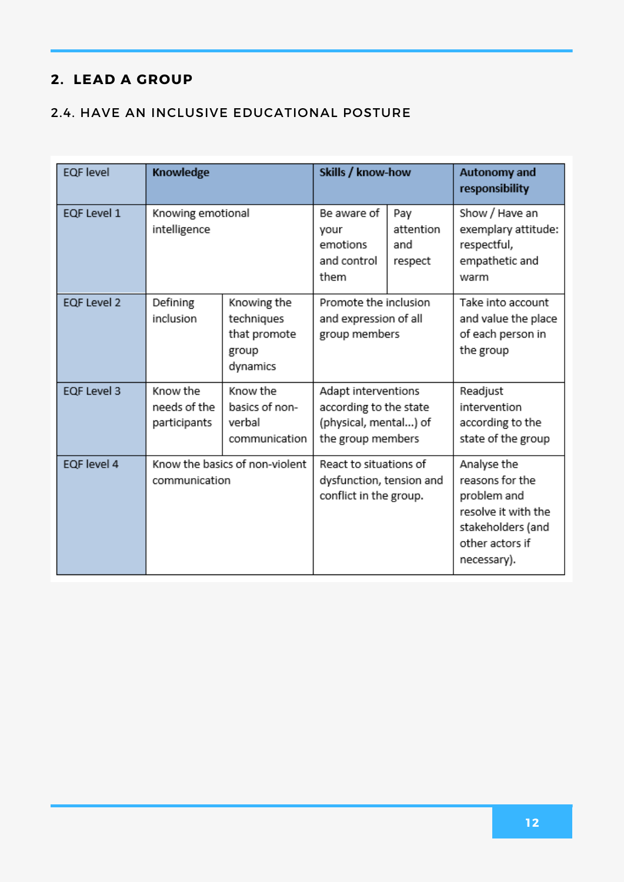## 2. LEAD A GROUP

### 2.4. HAVE AN INCLUSIVE EDUCATIONAL POSTURE

| EQF level | **Knowledge** | | **Skills / know-how** | | **Autonomy and responsibility** |
|---|---|---|---|---|---|
| EQF Level 1 | Knowing emotional intelligence | | Be aware of your emotions and control them | Pay attention and respect | Show / Have an exemplary attitude: respectful, empathetic and warm |
| EQF Level 2 | Defining inclusion | Knowing the techniques that promote group dynamics | Promote the inclusion and expression of all group members | | Take into account and value the place of each person in the group |
| EQF Level 3 | Know the needs of the participants | Know the basics of non-verbal communication | Adapt interventions according to the state (physical, mental...) of the group members | | Readjust intervention according to the state of the group |
| EQF level 4 | Know the basics of non-violent communication | | React to situations of dysfunction, tension and conflict in the group. | | Analyse the reasons for the problem and resolve it with the stakeholders (and other actors if necessary). |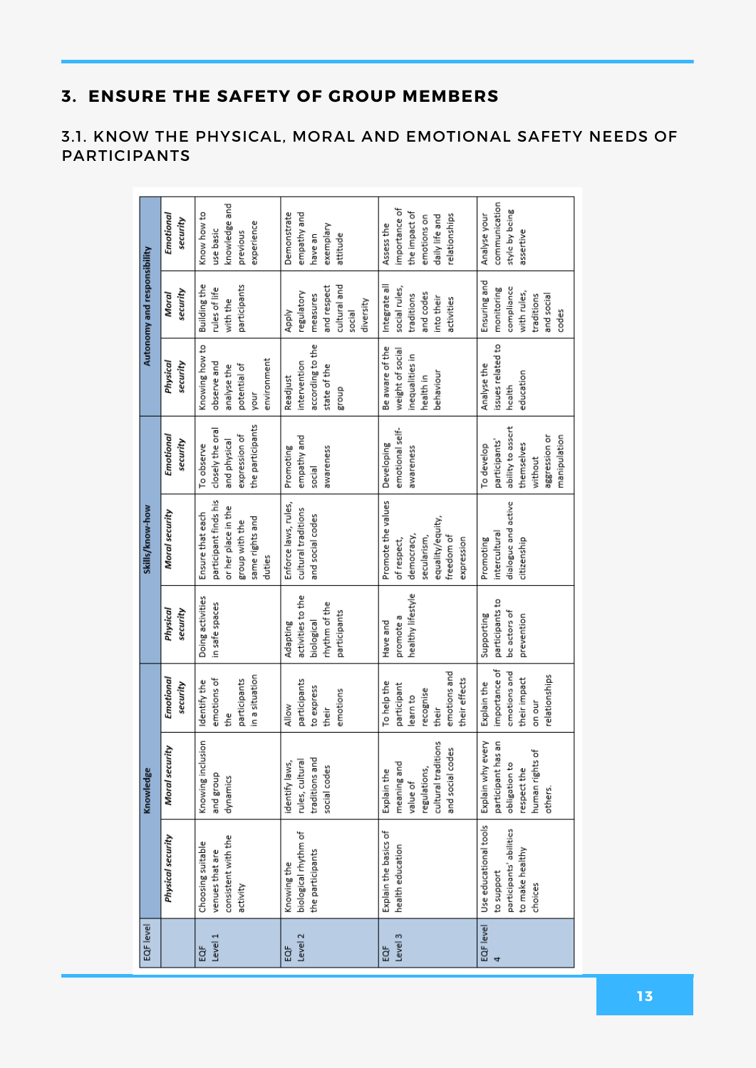## 3. ENSURE THE SAFETY OF GROUP MEMBERS

### 3.1. KNOW THE PHYSICAL, MORAL AND EMOTIONAL SAFETY NEEDS OF PARTICIPANTS

| EQF level | Knowledge | | | Skills/know-how | | | Autonomy and responsibility | | |
|---|---|---|---|---|---|---|---|---|---|
| | *Physical security* | *Moral security* | *Emotional security* | *Physical security* | *Moral security* | *Emotional security* | *Physical security* | *Moral security* | *Emotional security* |
| EQF Level 1 | Choosing suitable venues that are consistent with the activity | Knowing inclusion and group dynamics | Identify the emotions of the participants in a situation | Doing activities in safe spaces | Ensure that each participant finds his or her place in the group with the same rights and duties | To observe closely the oral and physical expression of the participants | Knowing how to observe and analyse the potential of your environment | Building the rules of life with the participants | Know how to use basic knowledge and previous experience |
| EQF Level 2 | Knowing the biological rhythm of the participants | identify laws, rules, cultural traditions and social codes | Allow participants to express their emotions | Adapting activities to the biological rhythm of the participants | Enforce laws, rules, cultural traditions and social codes | Promoting empathy and social awareness | Readjust intervention according to the state of the group | Apply regulatory measures and respect cultural and social diversity | Demonstrate empathy and have an exemplary attitude |
| EQF Level 3 | Explain the basics of health education | Explain the meaning and value of regulations, cultural traditions and social codes | To help the participant learn to recognise their emotions and their effects | Have and promote a healthy lifestyle | Promote the values of respect, democracy, secularism, equality/equity, freedom of expression | Developing emotional self-awareness | Be aware of the weight of social inequalities in health in behaviour | Integrate all social rules, traditions and codes into their activities | Assess the importance of the impact of emotions on daily life and relationships |
| EQF level 4 | Use educational tools to support participants' abilities to make healthy choices | Explain why every participant has an obligation to respect the human rights of others. | Explain the importance of emotions and their impact on our relationships | Supporting participants to be actors of prevention | Promoting intercultural dialogue and active citizenship | To develop participants' ability to assert themselves without aggression or manipulation | Analyse the issues related to health education | Ensuring and monitoring compliance with rules, traditions and social codes | Analyse your communication style by being assertive |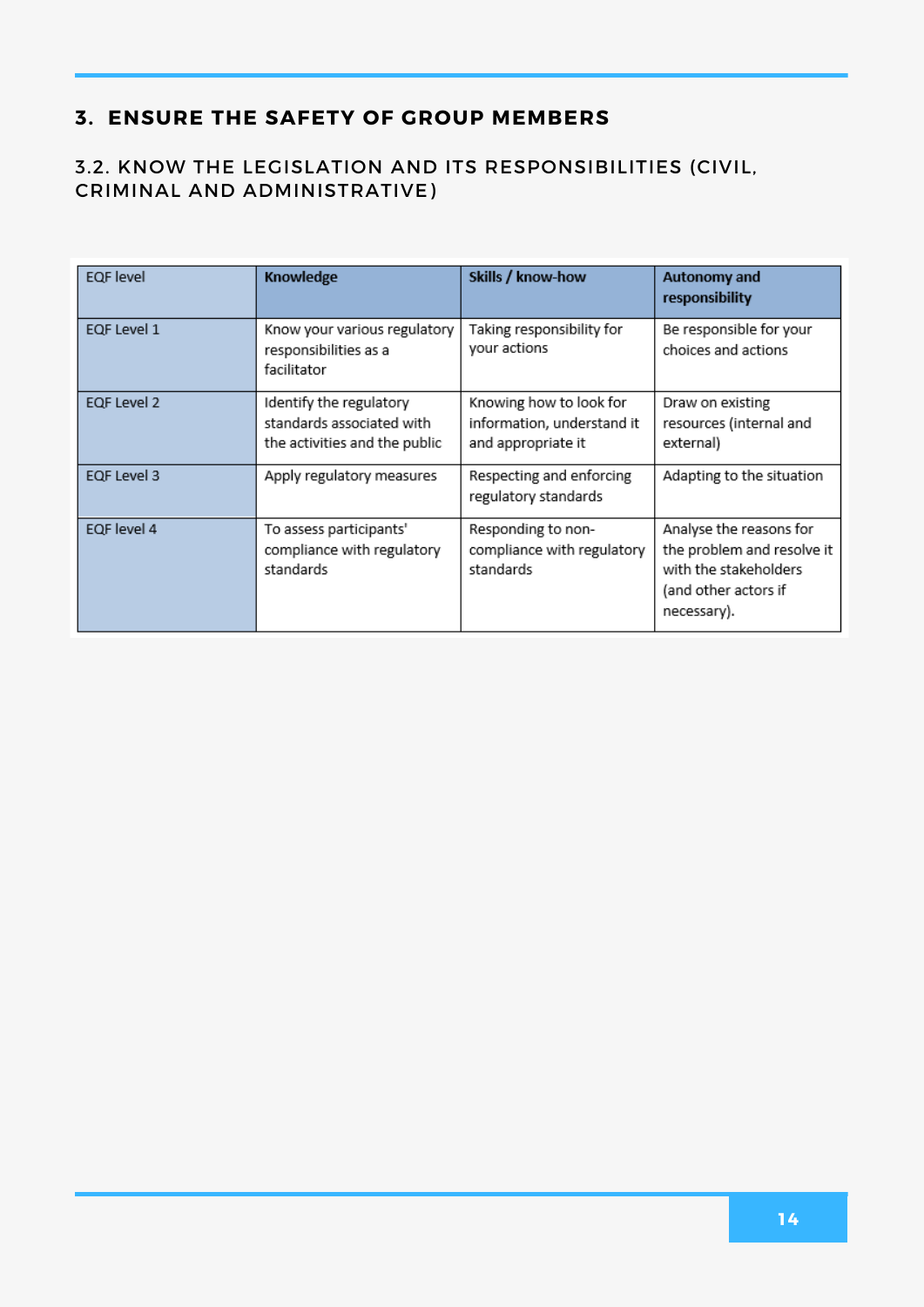## 3. ENSURE THE SAFETY OF GROUP MEMBERS

### 3.2. KNOW THE LEGISLATION AND ITS RESPONSIBILITIES (CIVIL, CRIMINAL AND ADMINISTRATIVE)

| EQF level | **Knowledge** | **Skills / know-how** | **Autonomy and responsibility** |
|---|---|---|---|
| EQF Level 1 | Know your various regulatory responsibilities as a facilitator | Taking responsibility for your actions | Be responsible for your choices and actions |
| EQF Level 2 | Identify the regulatory standards associated with the activities and the public | Knowing how to look for information, understand it and appropriate it | Draw on existing resources (internal and external) |
| EQF Level 3 | Apply regulatory measures | Respecting and enforcing regulatory standards | Adapting to the situation |
| EQF level 4 | To assess participants' compliance with regulatory standards | Responding to non-compliance with regulatory standards | Analyse the reasons for the problem and resolve it with the stakeholders (and other actors if necessary). |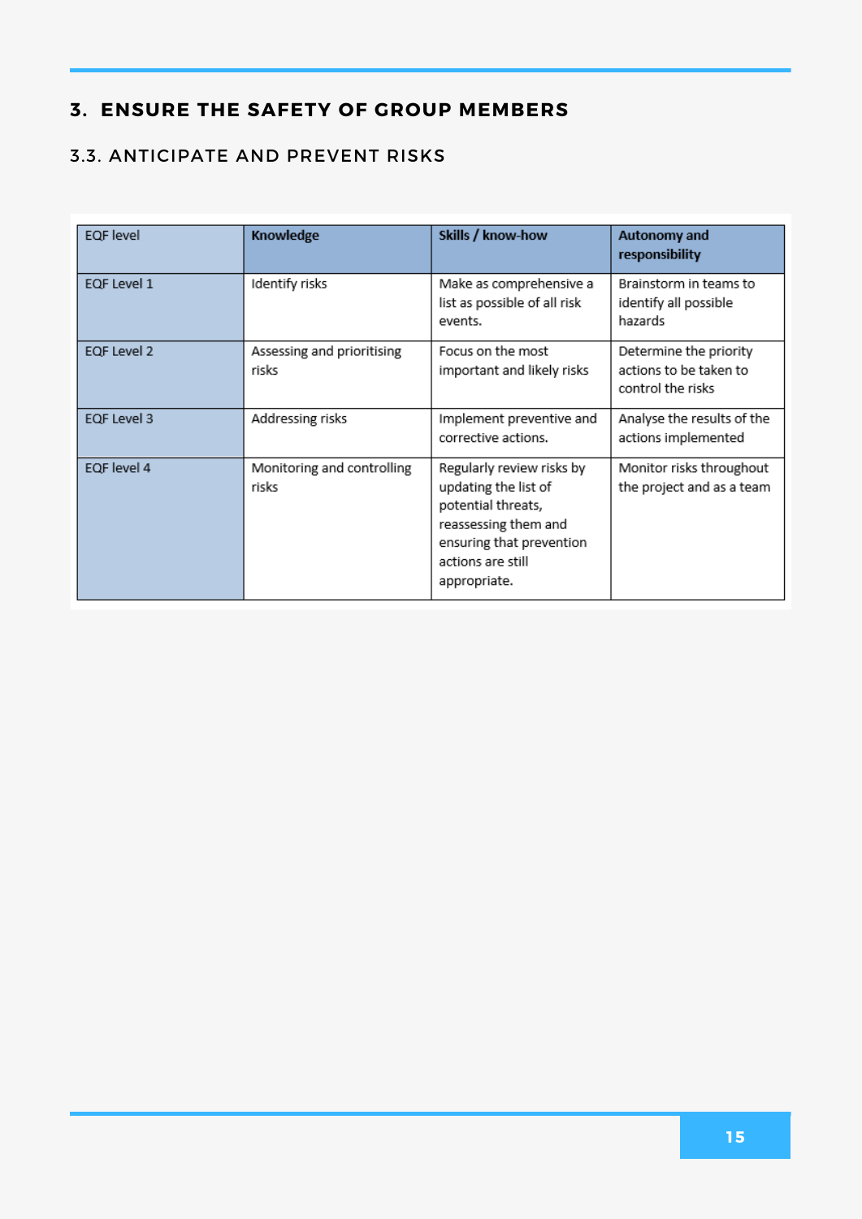## 3. ENSURE THE SAFETY OF GROUP MEMBERS

### 3.3. ANTICIPATE AND PREVENT RISKS

| EQF level | **Knowledge** | **Skills / know-how** | **Autonomy and responsibility** |
|---|---|---|---|
| EQF Level 1 | Identify risks | Make as comprehensive a list as possible of all risk events. | Brainstorm in teams to identify all possible hazards |
| EQF Level 2 | Assessing and prioritising risks | Focus on the most important and likely risks | Determine the priority actions to be taken to control the risks |
| EQF Level 3 | Addressing risks | Implement preventive and corrective actions. | Analyse the results of the actions implemented |
| EQF level 4 | Monitoring and controlling risks | Regularly review risks by updating the list of potential threats, reassessing them and ensuring that prevention actions are still appropriate. | Monitor risks throughout the project and as a team |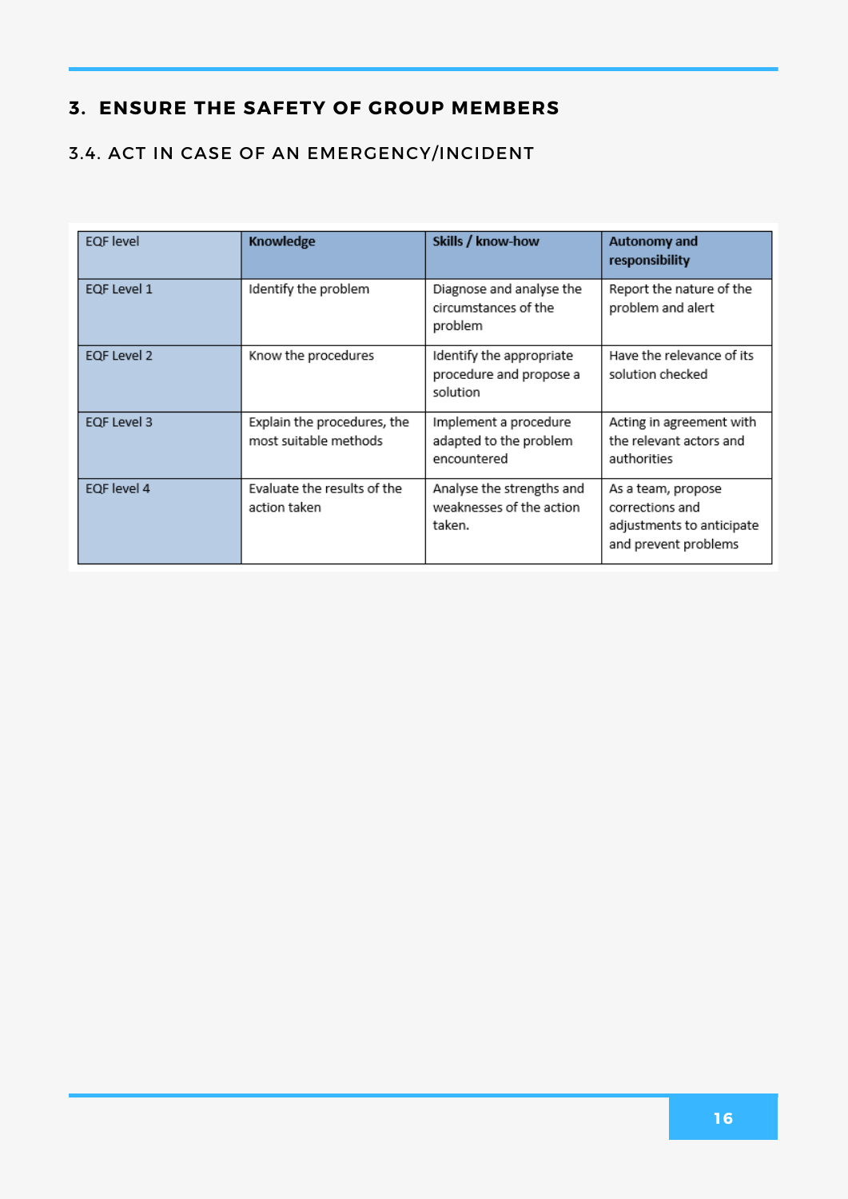## 3. ENSURE THE SAFETY OF GROUP MEMBERS

### 3.4. ACT IN CASE OF AN EMERGENCY/INCIDENT

| EQF level | Knowledge | Skills / know-how | Autonomy and responsibility |
|---|---|---|---|
| EQF Level 1 | Identify the problem | Diagnose and analyse the circumstances of the problem | Report the nature of the problem and alert |
| EQF Level 2 | Know the procedures | Identify the appropriate procedure and propose a solution | Have the relevance of its solution checked |
| EQF Level 3 | Explain the procedures, the most suitable methods | Implement a procedure adapted to the problem encountered | Acting in agreement with the relevant actors and authorities |
| EQF level 4 | Evaluate the results of the action taken | Analyse the strengths and weaknesses of the action taken. | As a team, propose corrections and adjustments to anticipate and prevent problems |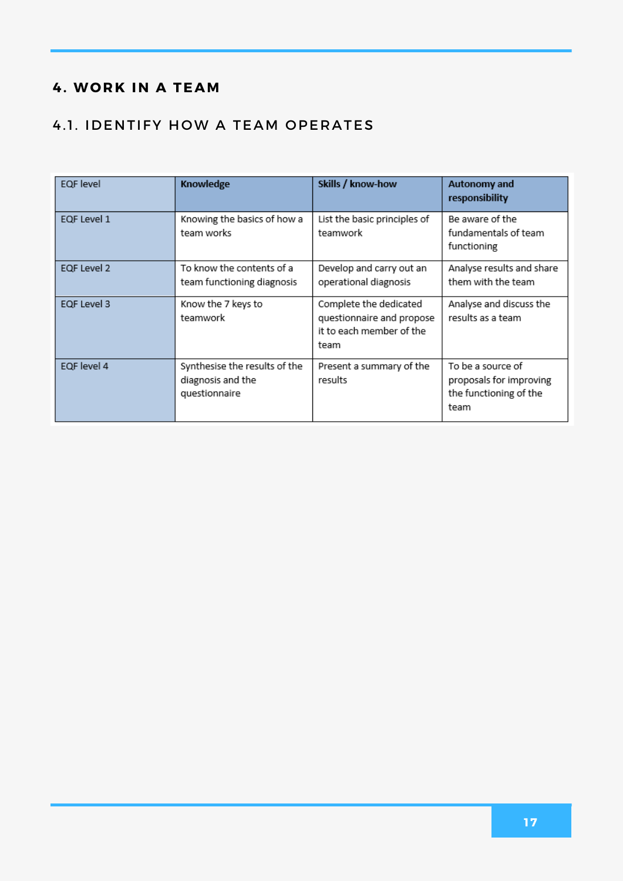## 4. WORK IN A TEAM

### 4.1. IDENTIFY HOW A TEAM OPERATES

| EQF level | **Knowledge** | **Skills / know-how** | **Autonomy and responsibility** |
|---|---|---|---|
| EQF Level 1 | Knowing the basics of how a team works | List the basic principles of teamwork | Be aware of the fundamentals of team functioning |
| EQF Level 2 | To know the contents of a team functioning diagnosis | Develop and carry out an operational diagnosis | Analyse results and share them with the team |
| EQF Level 3 | Know the 7 keys to teamwork | Complete the dedicated questionnaire and propose it to each member of the team | Analyse and discuss the results as a team |
| EQF level 4 | Synthesise the results of the diagnosis and the questionnaire | Present a summary of the results | To be a source of proposals for improving the functioning of the team |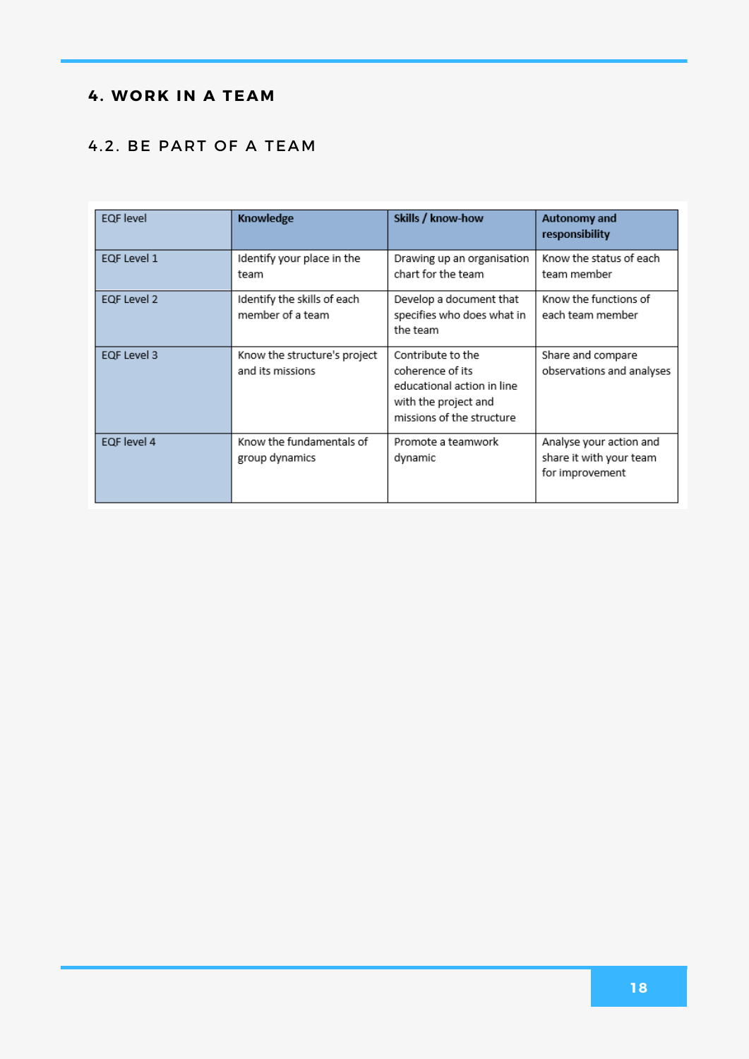## 4. WORK IN A TEAM

### 4.2. BE PART OF A TEAM

| EQF level | **Knowledge** | **Skills / know-how** | **Autonomy and responsibility** |
|---|---|---|---|
| EQF Level 1 | Identify your place in the team | Drawing up an organisation chart for the team | Know the status of each team member |
| EQF Level 2 | Identify the skills of each member of a team | Develop a document that specifies who does what in the team | Know the functions of each team member |
| EQF Level 3 | Know the structure's project and its missions | Contribute to the coherence of its educational action in line with the project and missions of the structure | Share and compare observations and analyses |
| EQF level 4 | Know the fundamentals of group dynamics | Promote a teamwork dynamic | Analyse your action and share it with your team for improvement |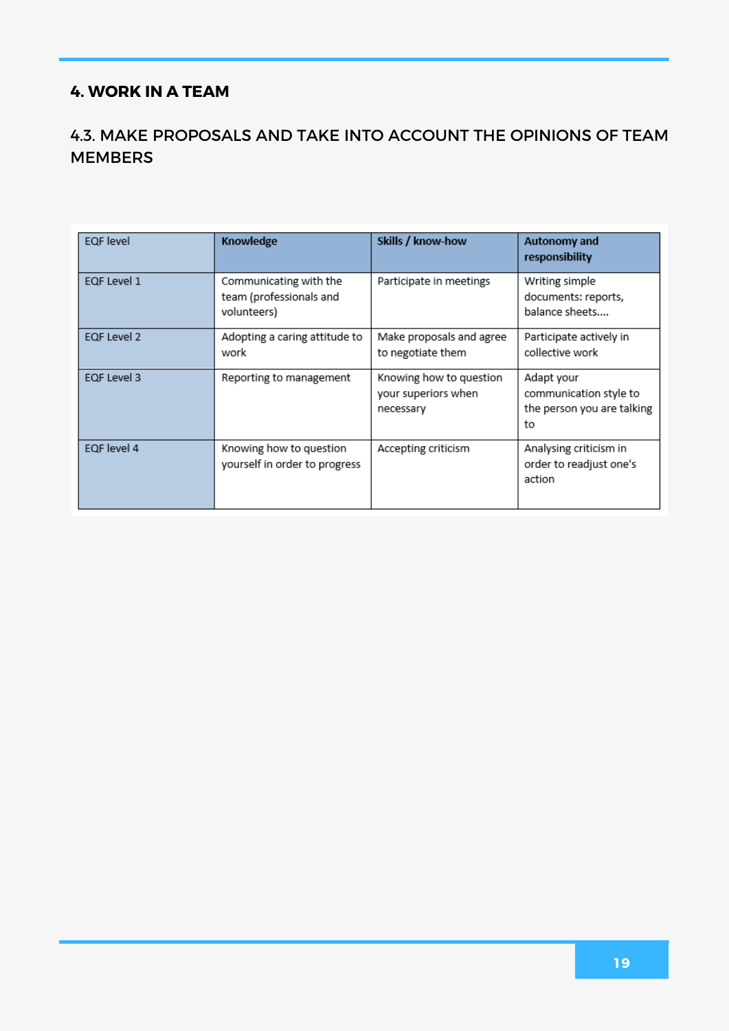## 4. WORK IN A TEAM

### 4.3. MAKE PROPOSALS AND TAKE INTO ACCOUNT THE OPINIONS OF TEAM MEMBERS

| EQF level | **Knowledge** | **Skills / know-how** | **Autonomy and responsibility** |
|---|---|---|---|
| EQF Level 1 | Communicating with the team (professionals and volunteers) | Participate in meetings | Writing simple documents: reports, balance sheets.... |
| EQF Level 2 | Adopting a caring attitude to work | Make proposals and agree to negotiate them | Participate actively in collective work |
| EQF Level 3 | Reporting to management | Knowing how to question your superiors when necessary | Adapt your communication style to the person you are talking to |
| EQF level 4 | Knowing how to question yourself in order to progress | Accepting criticism | Analysing criticism in order to readjust one's action |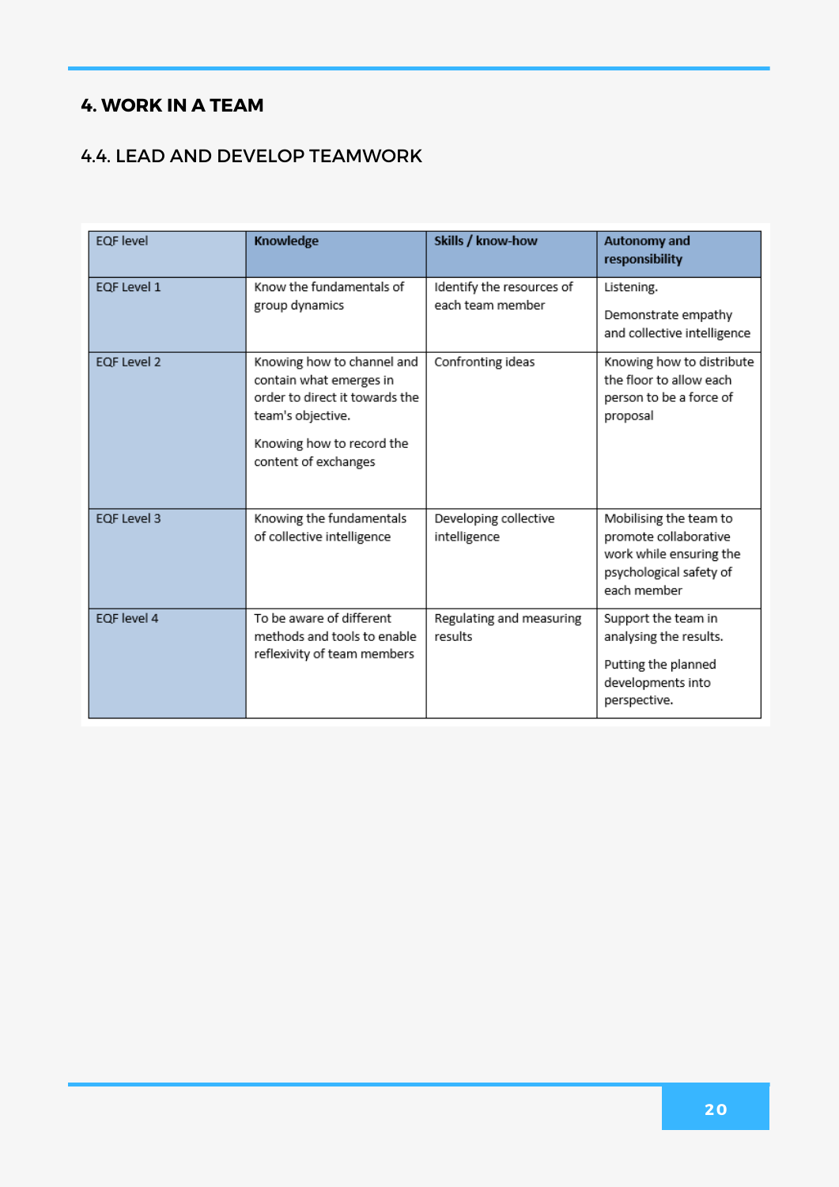# 4. WORK IN A TEAM

## 4.4. LEAD AND DEVELOP TEAMWORK

| EQF level | **Knowledge** | **Skills / know-how** | **Autonomy and responsibility** |
|---|---|---|---|
| EQF Level 1 | Know the fundamentals of group dynamics | Identify the resources of each team member | Listening.<br><br>Demonstrate empathy and collective intelligence |
| EQF Level 2 | Knowing how to channel and contain what emerges in order to direct it towards the team's objective.<br><br>Knowing how to record the content of exchanges | Confronting ideas | Knowing how to distribute the floor to allow each person to be a force of proposal |
| EQF Level 3 | Knowing the fundamentals of collective intelligence | Developing collective intelligence | Mobilising the team to promote collaborative work while ensuring the psychological safety of each member |
| EQF level 4 | To be aware of different methods and tools to enable reflexivity of team members | Regulating and measuring results | Support the team in analysing the results.<br><br>Putting the planned developments into perspective. |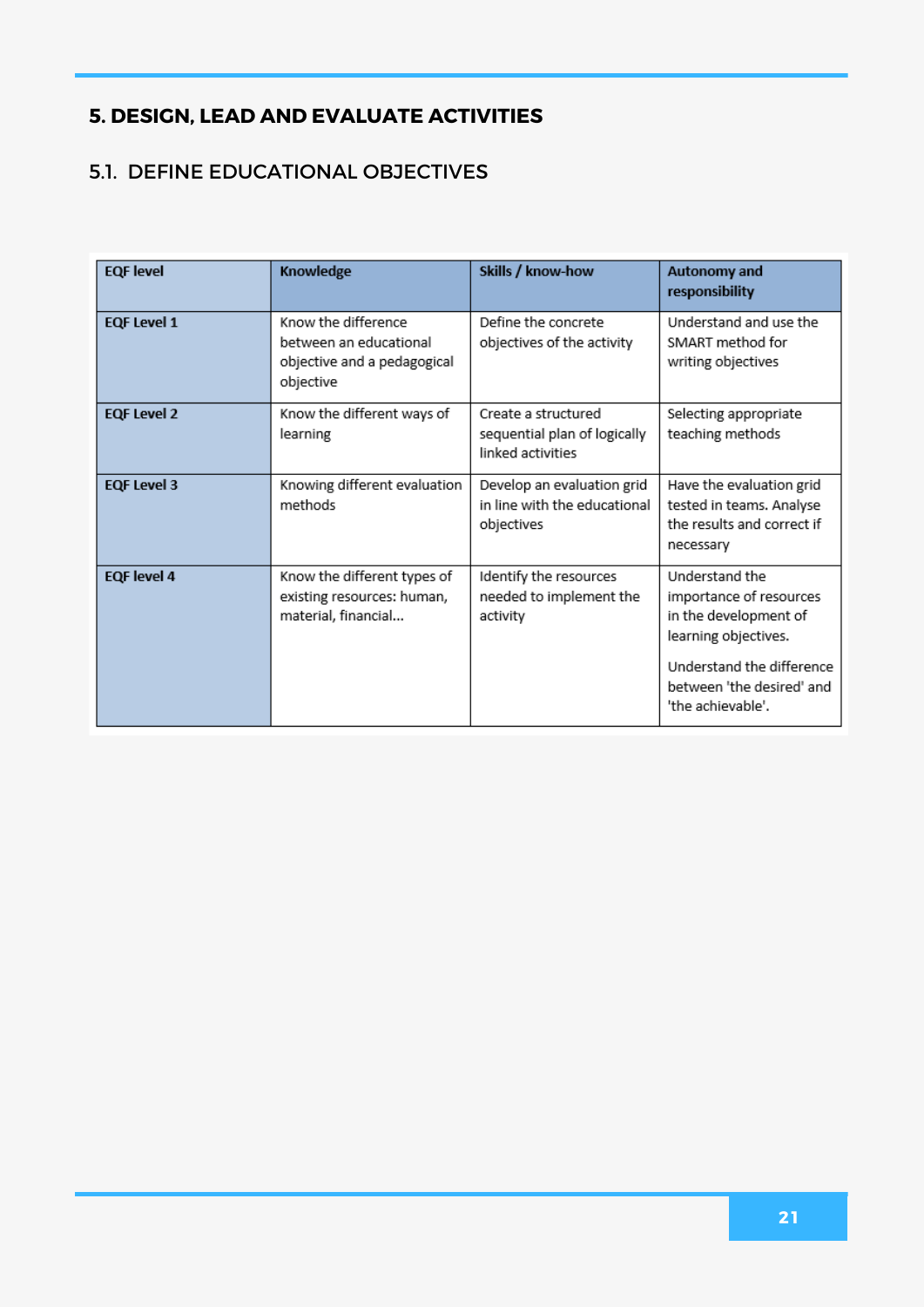## 5. DESIGN, LEAD AND EVALUATE ACTIVITIES

### 5.1. DEFINE EDUCATIONAL OBJECTIVES

| **EQF level** | **Knowledge** | **Skills / know-how** | **Autonomy and responsibility** |
|---|---|---|---|
| **EQF Level 1** | Know the difference between an educational objective and a pedagogical objective | Define the concrete objectives of the activity | Understand and use the SMART method for writing objectives |
| **EQF Level 2** | Know the different ways of learning | Create a structured sequential plan of logically linked activities | Selecting appropriate teaching methods |
| **EQF Level 3** | Knowing different evaluation methods | Develop an evaluation grid in line with the educational objectives | Have the evaluation grid tested in teams. Analyse the results and correct if necessary |
| **EQF level 4** | Know the different types of existing resources: human, material, financial... | Identify the resources needed to implement the activity | Understand the importance of resources in the development of learning objectives. Understand the difference between 'the desired' and 'the achievable'. |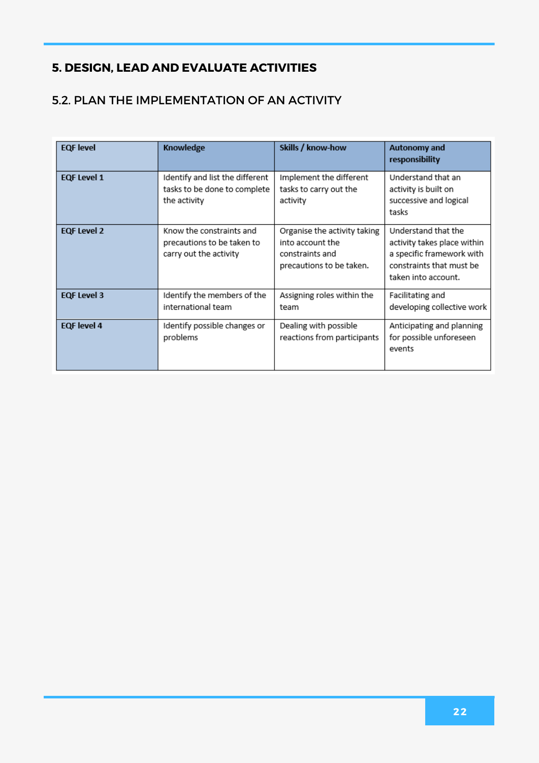## 5. DESIGN, LEAD AND EVALUATE ACTIVITIES

### 5.2. PLAN THE IMPLEMENTATION OF AN ACTIVITY

| EQF level | Knowledge | Skills / know-how | Autonomy and responsibility |
|---|---|---|---|
| EQF Level 1 | Identify and list the different tasks to be done to complete the activity | Implement the different tasks to carry out the activity | Understand that an activity is built on successive and logical tasks |
| EQF Level 2 | Know the constraints and precautions to be taken to carry out the activity | Organise the activity taking into account the constraints and precautions to be taken. | Understand that the activity takes place within a specific framework with constraints that must be taken into account. |
| EQF Level 3 | Identify the members of the international team | Assigning roles within the team | Facilitating and developing collective work |
| EQF level 4 | Identify possible changes or problems | Dealing with possible reactions from participants | Anticipating and planning for possible unforeseen events |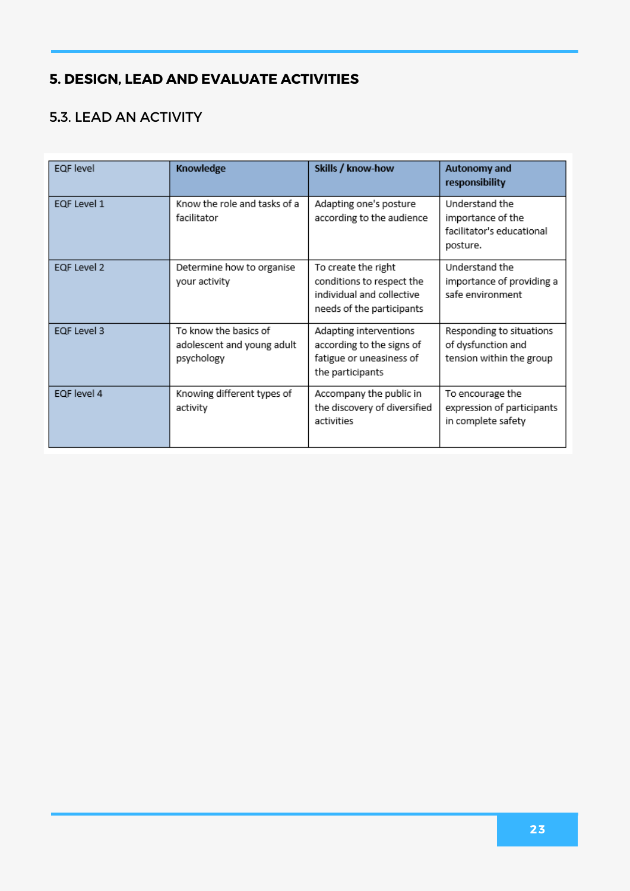## 5. DESIGN, LEAD AND EVALUATE ACTIVITIES

### 5.3. LEAD AN ACTIVITY

| EQF level | **Knowledge** | **Skills / know-how** | **Autonomy and responsibility** |
|---|---|---|---|
| EQF Level 1 | Know the role and tasks of a facilitator | Adapting one's posture according to the audience | Understand the importance of the facilitator's educational posture. |
| EQF Level 2 | Determine how to organise your activity | To create the right conditions to respect the individual and collective needs of the participants | Understand the importance of providing a safe environment |
| EQF Level 3 | To know the basics of adolescent and young adult psychology | Adapting interventions according to the signs of fatigue or uneasiness of the participants | Responding to situations of dysfunction and tension within the group |
| EQF level 4 | Knowing different types of activity | Accompany the public in the discovery of diversified activities | To encourage the expression of participants in complete safety |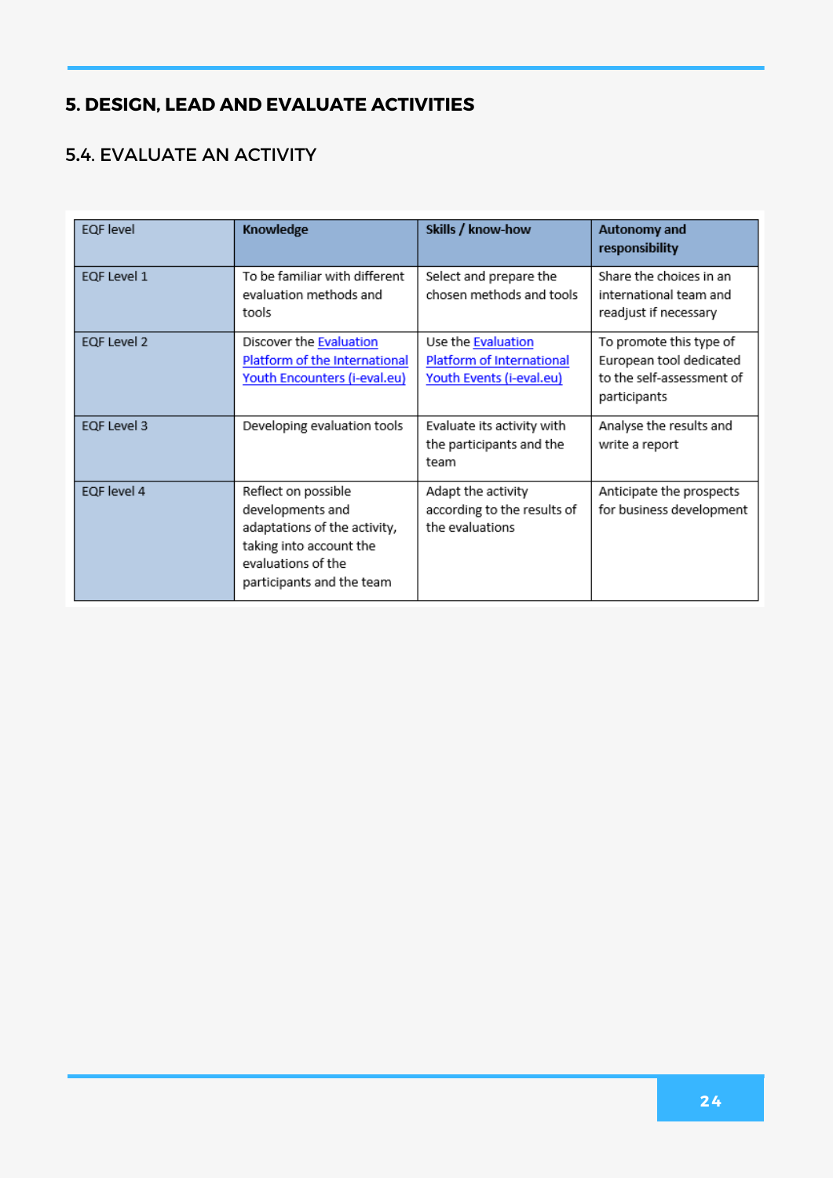# 5. DESIGN, LEAD AND EVALUATE ACTIVITIES

## 5.4. EVALUATE AN ACTIVITY

| EQF level | **Knowledge** | **Skills / know-how** | **Autonomy and responsibility** |
|---|---|---|---|
| EQF Level 1 | To be familiar with different evaluation methods and tools | Select and prepare the chosen methods and tools | Share the choices in an international team and readjust if necessary |
| EQF Level 2 | Discover the Evaluation Platform of the International Youth Encounters (i-eval.eu) | Use the Evaluation Platform of International Youth Events (i-eval.eu) | To promote this type of European tool dedicated to the self-assessment of participants |
| EQF Level 3 | Developing evaluation tools | Evaluate its activity with the participants and the team | Analyse the results and write a report |
| EQF level 4 | Reflect on possible developments and adaptations of the activity, taking into account the evaluations of the participants and the team | Adapt the activity according to the results of the evaluations | Anticipate the prospects for business development |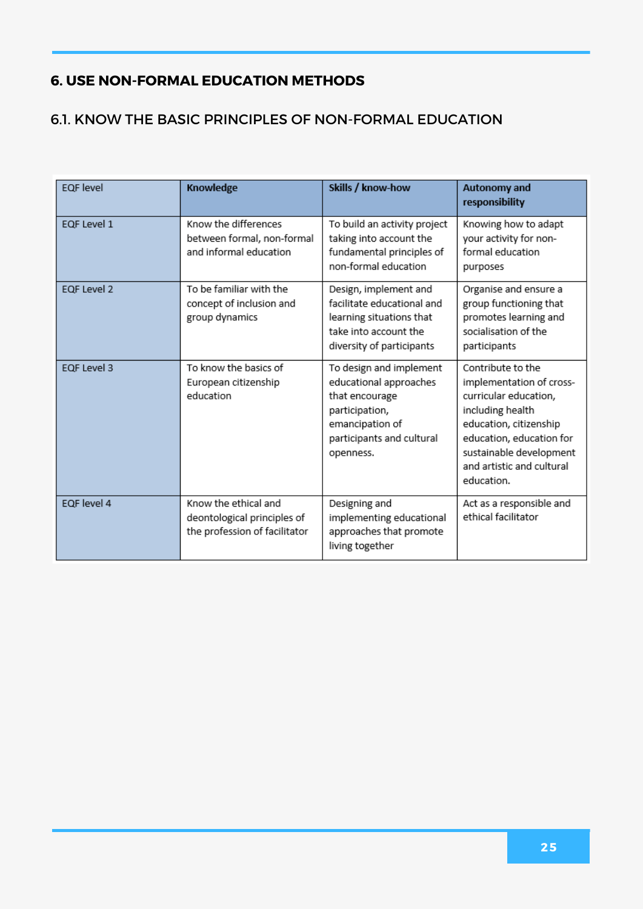## 6. USE NON-FORMAL EDUCATION METHODS

### 6.1. KNOW THE BASIC PRINCIPLES OF NON-FORMAL EDUCATION

| EQF level | Knowledge | Skills / know-how | Autonomy and responsibility |
|---|---|---|---|
| EQF Level 1 | Know the differences between formal, non-formal and informal education | To build an activity project taking into account the fundamental principles of non-formal education | Knowing how to adapt your activity for non-formal education purposes |
| EQF Level 2 | To be familiar with the concept of inclusion and group dynamics | Design, implement and facilitate educational and learning situations that take into account the diversity of participants | Organise and ensure a group functioning that promotes learning and socialisation of the participants |
| EQF Level 3 | To know the basics of European citizenship education | To design and implement educational approaches that encourage participation, emancipation of participants and cultural openness. | Contribute to the implementation of cross-curricular education, including health education, citizenship education, education for sustainable development and artistic and cultural education. |
| EQF level 4 | Know the ethical and deontological principles of the profession of facilitator | Designing and implementing educational approaches that promote living together | Act as a responsible and ethical facilitator |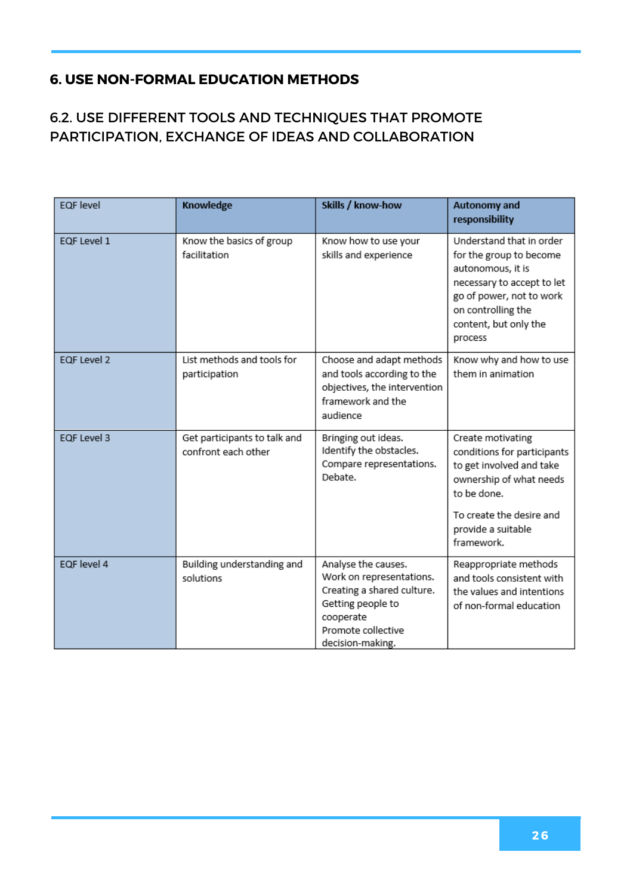## 6. USE NON-FORMAL EDUCATION METHODS

### 6.2. USE DIFFERENT TOOLS AND TECHNIQUES THAT PROMOTE PARTICIPATION, EXCHANGE OF IDEAS AND COLLABORATION

| EQF level | **Knowledge** | **Skills / know-how** | **Autonomy and responsibility** |
|---|---|---|---|
| EQF Level 1 | Know the basics of group facilitation | Know how to use your skills and experience | Understand that in order for the group to become autonomous, it is necessary to accept to let go of power, not to work on controlling the content, but only the process |
| EQF Level 2 | List methods and tools for participation | Choose and adapt methods and tools according to the objectives, the intervention framework and the audience | Know why and how to use them in animation |
| EQF Level 3 | Get participants to talk and confront each other | Bringing out ideas.<br>Identify the obstacles.<br>Compare representations.<br>Debate. | Create motivating conditions for participants to get involved and take ownership of what needs to be done.<br><br>To create the desire and provide a suitable framework. |
| EQF level 4 | Building understanding and solutions | Analyse the causes.<br>Work on representations.<br>Creating a shared culture.<br>Getting people to cooperate<br>Promote collective decision-making. | Reappropriate methods and tools consistent with the values and intentions of non-formal education |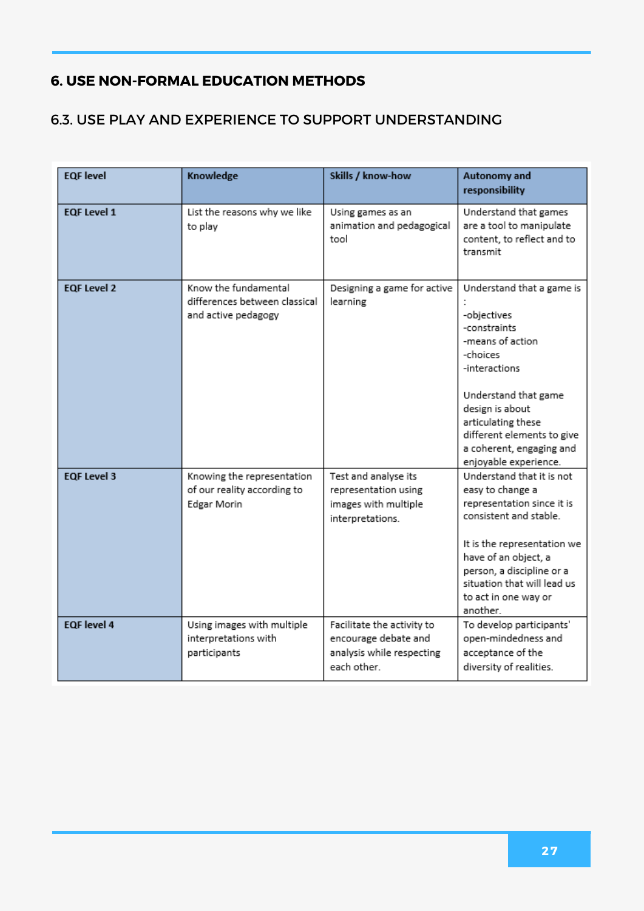## 6. USE NON-FORMAL EDUCATION METHODS

### 6.3. USE PLAY AND EXPERIENCE TO SUPPORT UNDERSTANDING

| EQF level | Knowledge | Skills / know-how | Autonomy and responsibility |
|---|---|---|---|
| **EQF Level 1** | List the reasons why we like to play | Using games as an animation and pedagogical tool | Understand that games are a tool to manipulate content, to reflect and to transmit |
| **EQF Level 2** | Know the fundamental differences between classical and active pedagogy | Designing a game for active learning | Understand that a game is :<br>-objectives<br>-constraints<br>-means of action<br>-choices<br>-interactions<br><br>Understand that game design is about articulating these different elements to give a coherent, engaging and enjoyable experience. |
| **EQF Level 3** | Knowing the representation of our reality according to Edgar Morin | Test and analyse its representation using images with multiple interpretations. | Understand that it is not easy to change a representation since it is consistent and stable.<br><br>It is the representation we have of an object, a person, a discipline or a situation that will lead us to act in one way or another. |
| **EQF level 4** | Using images with multiple interpretations with participants | Facilitate the activity to encourage debate and analysis while respecting each other. | To develop participants' open-mindedness and acceptance of the diversity of realities. |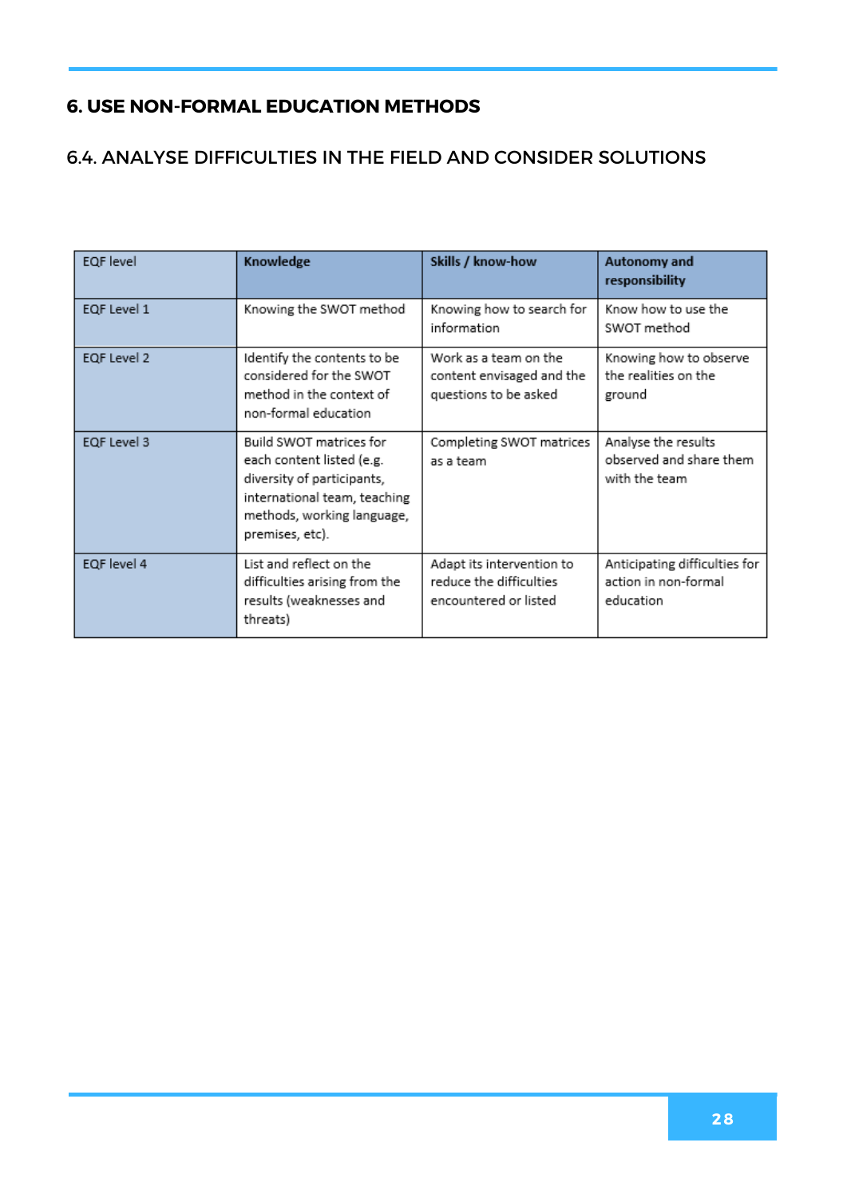## 6. USE NON-FORMAL EDUCATION METHODS

### 6.4. ANALYSE DIFFICULTIES IN THE FIELD AND CONSIDER SOLUTIONS

| EQF level | **Knowledge** | **Skills / know-how** | **Autonomy and responsibility** |
|---|---|---|---|
| EQF Level 1 | Knowing the SWOT method | Knowing how to search for information | Know how to use the SWOT method |
| EQF Level 2 | Identify the contents to be considered for the SWOT method in the context of non-formal education | Work as a team on the content envisaged and the questions to be asked | Knowing how to observe the realities on the ground |
| EQF Level 3 | Build SWOT matrices for each content listed (e.g. diversity of participants, international team, teaching methods, working language, premises, etc). | Completing SWOT matrices as a team | Analyse the results observed and share them with the team |
| EQF level 4 | List and reflect on the difficulties arising from the results (weaknesses and threats) | Adapt its intervention to reduce the difficulties encountered or listed | Anticipating difficulties for action in non-formal education |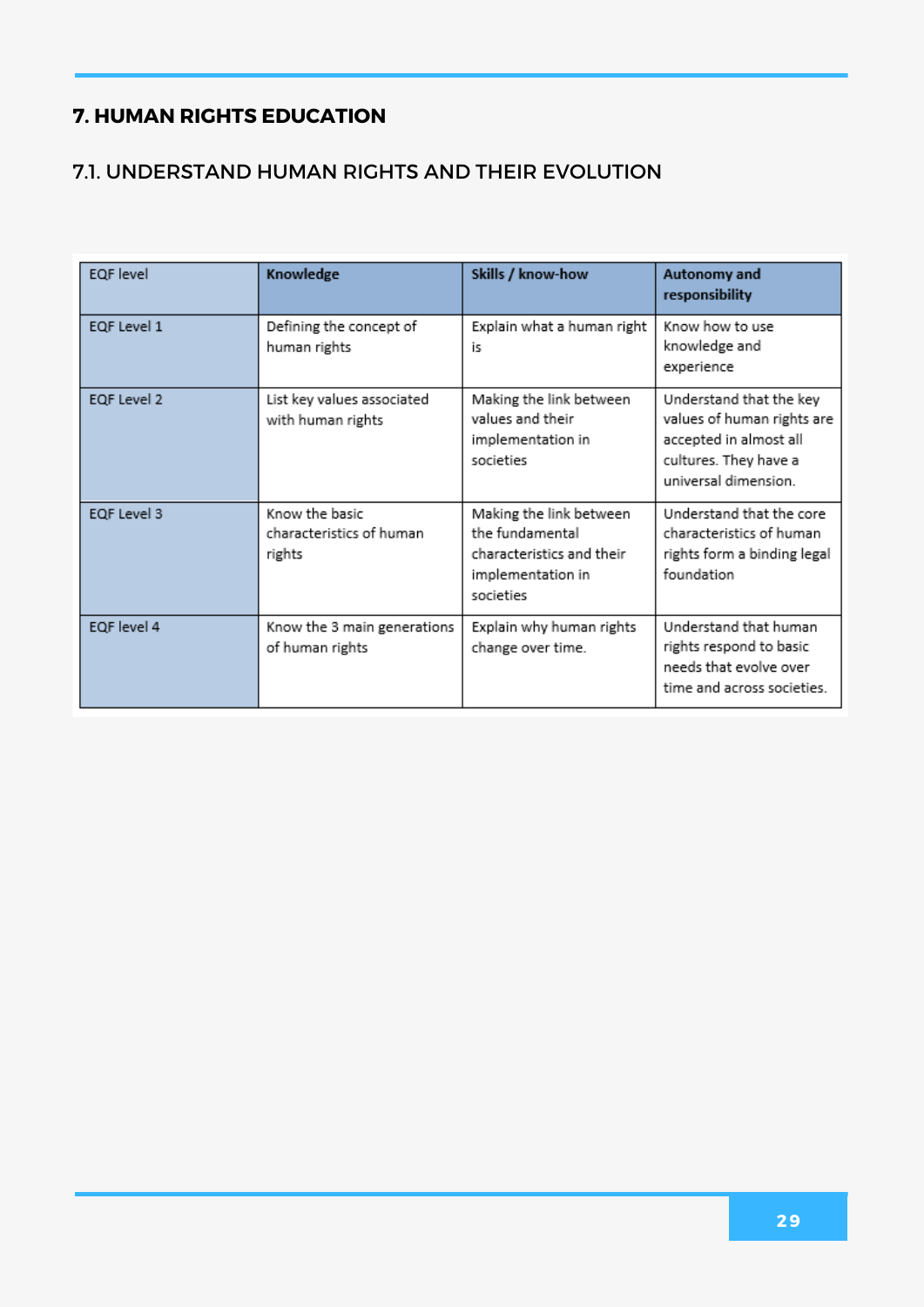## 7. HUMAN RIGHTS EDUCATION

### 7.1. UNDERSTAND HUMAN RIGHTS AND THEIR EVOLUTION

| EQF level | **Knowledge** | **Skills / know-how** | **Autonomy and responsibility** |
|---|---|---|---|
| EQF Level 1 | Defining the concept of human rights | Explain what a human right is | Know how to use knowledge and experience |
| EQF Level 2 | List key values associated with human rights | Making the link between values and their implementation in societies | Understand that the key values of human rights are accepted in almost all cultures. They have a universal dimension. |
| EQF Level 3 | Know the basic characteristics of human rights | Making the link between the fundamental characteristics and their implementation in societies | Understand that the core characteristics of human rights form a binding legal foundation |
| EQF level 4 | Know the 3 main generations of human rights | Explain why human rights change over time. | Understand that human rights respond to basic needs that evolve over time and across societies. |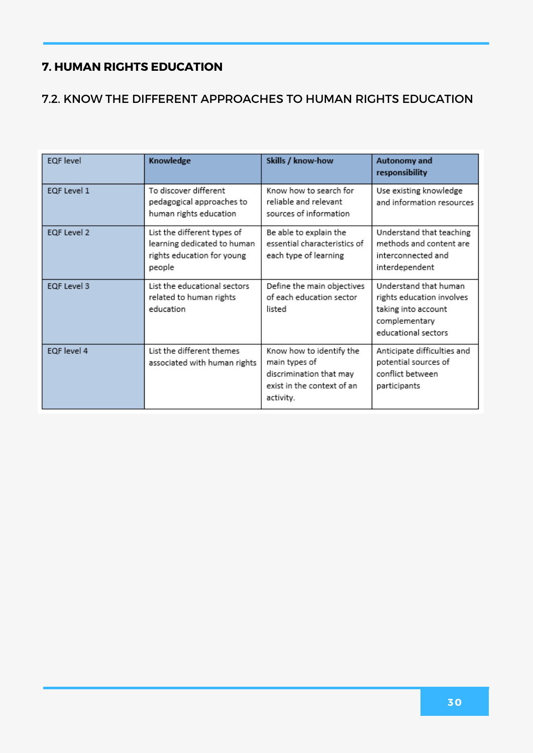# 7. HUMAN RIGHTS EDUCATION

## 7.2. KNOW THE DIFFERENT APPROACHES TO HUMAN RIGHTS EDUCATION

| EQF level | **Knowledge** | **Skills / know-how** | **Autonomy and responsibility** |
|---|---|---|---|
| EQF Level 1 | To discover different pedagogical approaches to human rights education | Know how to search for reliable and relevant sources of information | Use existing knowledge and information resources |
| EQF Level 2 | List the different types of learning dedicated to human rights education for young people | Be able to explain the essential characteristics of each type of learning | Understand that teaching methods and content are interconnected and interdependent |
| EQF Level 3 | List the educational sectors related to human rights education | Define the main objectives of each education sector listed | Understand that human rights education involves taking into account complementary educational sectors |
| EQF level 4 | List the different themes associated with human rights | Know how to identify the main types of discrimination that may exist in the context of an activity. | Anticipate difficulties and potential sources of conflict between participants |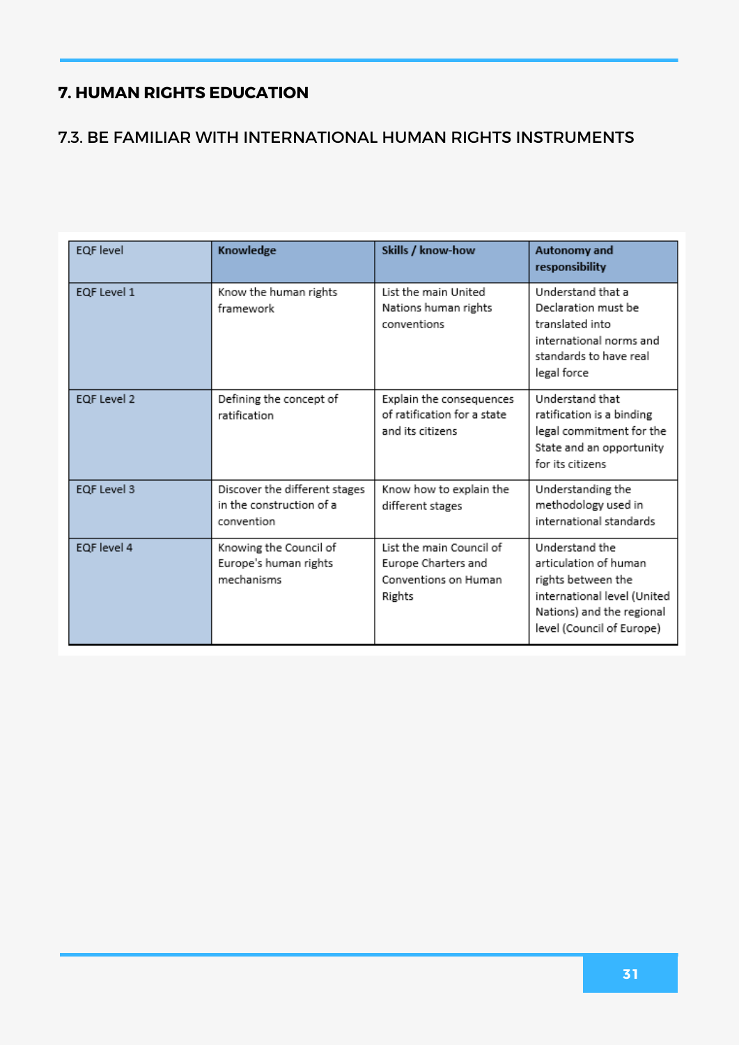# 7. HUMAN RIGHTS EDUCATION

## 7.3. BE FAMILIAR WITH INTERNATIONAL HUMAN RIGHTS INSTRUMENTS

| EQF level | **Knowledge** | **Skills / know-how** | **Autonomy and responsibility** |
| --- | --- | --- | --- |
| EQF Level 1 | Know the human rights framework | List the main United Nations human rights conventions | Understand that a Declaration must be translated into international norms and standards to have real legal force |
| EQF Level 2 | Defining the concept of ratification | Explain the consequences of ratification for a state and its citizens | Understand that ratification is a binding legal commitment for the State and an opportunity for its citizens |
| EQF Level 3 | Discover the different stages in the construction of a convention | Know how to explain the different stages | Understanding the methodology used in international standards |
| EQF level 4 | Knowing the Council of Europe's human rights mechanisms | List the main Council of Europe Charters and Conventions on Human Rights | Understand the articulation of human rights between the international level (United Nations) and the regional level (Council of Europe) |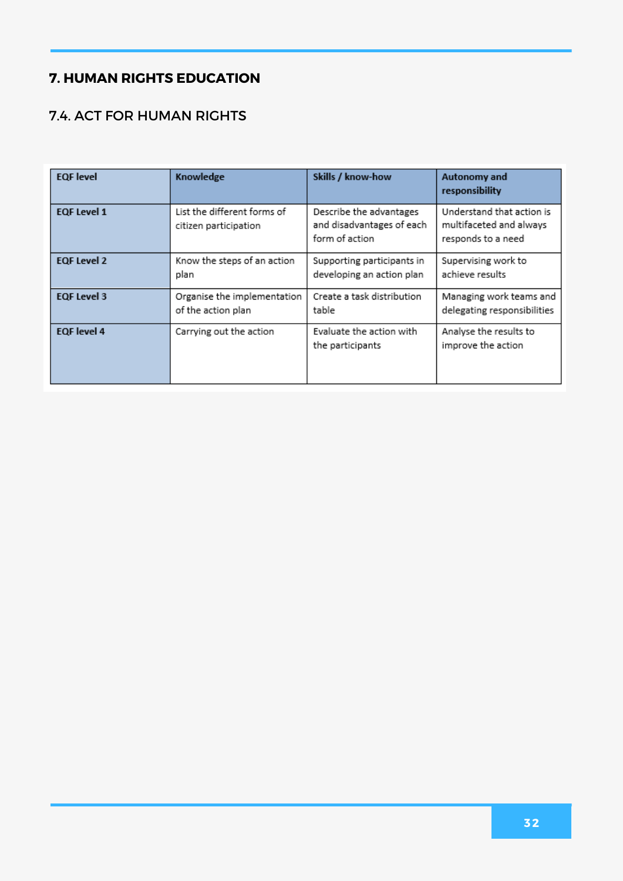## 7. HUMAN RIGHTS EDUCATION

### 7.4. ACT FOR HUMAN RIGHTS

| EQF level | Knowledge | Skills / know-how | Autonomy and responsibility |
|---|---|---|---|
| **EQF Level 1** | List the different forms of citizen participation | Describe the advantages and disadvantages of each form of action | Understand that action is multifaceted and always responds to a need |
| **EQF Level 2** | Know the steps of an action plan | Supporting participants in developing an action plan | Supervising work to achieve results |
| **EQF Level 3** | Organise the implementation of the action plan | Create a task distribution table | Managing work teams and delegating responsibilities |
| **EQF level 4** | Carrying out the action | Evaluate the action with the participants | Analyse the results to improve the action |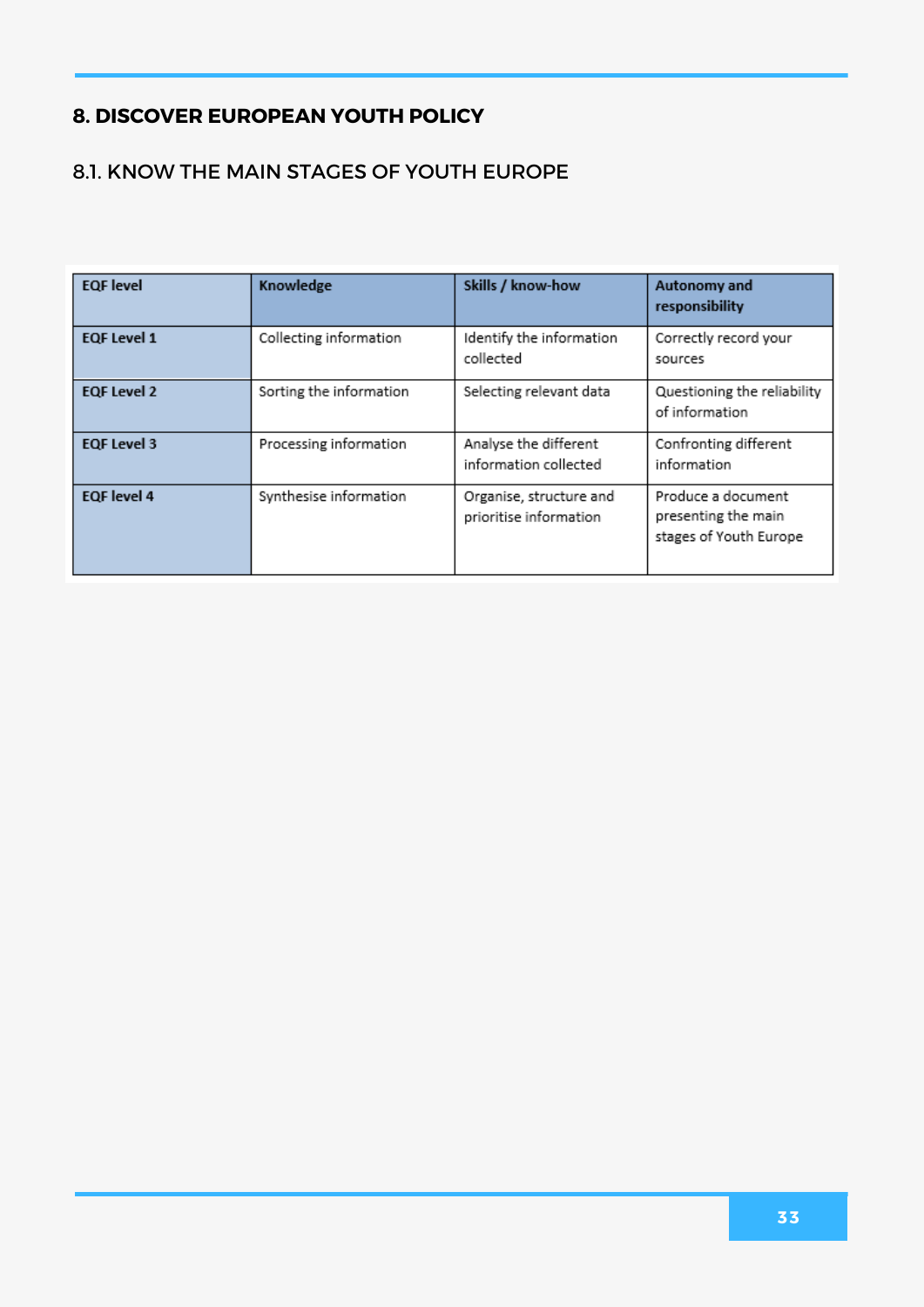## 8. DISCOVER EUROPEAN YOUTH POLICY

### 8.1. KNOW THE MAIN STAGES OF YOUTH EUROPE

| EQF level | Knowledge | Skills / know-how | Autonomy and responsibility |
|---|---|---|---|
| **EQF Level 1** | Collecting information | Identify the information collected | Correctly record your sources |
| **EQF Level 2** | Sorting the information | Selecting relevant data | Questioning the reliability of information |
| **EQF Level 3** | Processing information | Analyse the different information collected | Confronting different information |
| **EQF level 4** | Synthesise information | Organise, structure and prioritise information | Produce a document presenting the main stages of Youth Europe |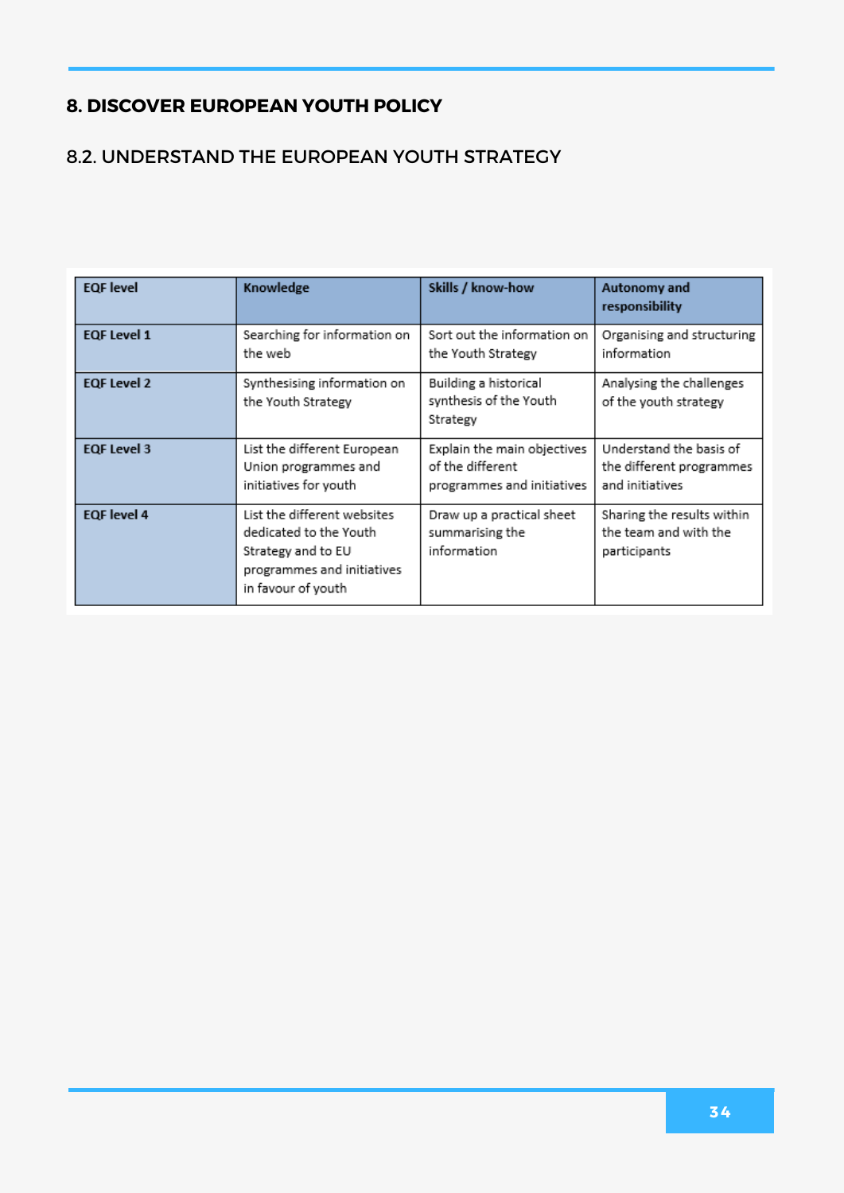## 8. DISCOVER EUROPEAN YOUTH POLICY

### 8.2. UNDERSTAND THE EUROPEAN YOUTH STRATEGY

| EQF level | Knowledge | Skills / know-how | Autonomy and responsibility |
|---|---|---|---|
| **EQF Level 1** | Searching for information on the web | Sort out the information on the Youth Strategy | Organising and structuring information |
| **EQF Level 2** | Synthesising information on the Youth Strategy | Building a historical synthesis of the Youth Strategy | Analysing the challenges of the youth strategy |
| **EQF Level 3** | List the different European Union programmes and initiatives for youth | Explain the main objectives of the different programmes and initiatives | Understand the basis of the different programmes and initiatives |
| **EQF level 4** | List the different websites dedicated to the Youth Strategy and to EU programmes and initiatives in favour of youth | Draw up a practical sheet summarising the information | Sharing the results within the team and with the participants |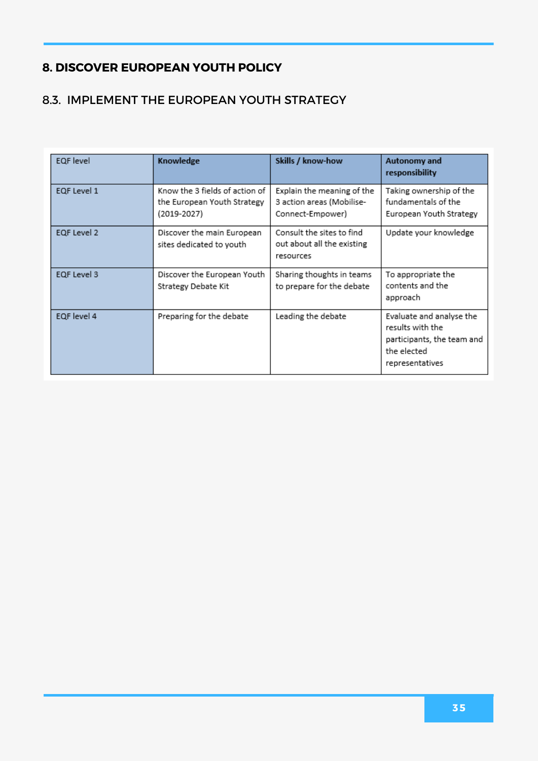## 8. DISCOVER EUROPEAN YOUTH POLICY

### 8.3. IMPLEMENT THE EUROPEAN YOUTH STRATEGY

| EQF level | **Knowledge** | **Skills / know-how** | **Autonomy and responsibility** |
|---|---|---|---|
| EQF Level 1 | Know the 3 fields of action of the European Youth Strategy (2019-2027) | Explain the meaning of the 3 action areas (Mobilise-Connect-Empower) | Taking ownership of the fundamentals of the European Youth Strategy |
| EQF Level 2 | Discover the main European sites dedicated to youth | Consult the sites to find out about all the existing resources | Update your knowledge |
| EQF Level 3 | Discover the European Youth Strategy Debate Kit | Sharing thoughts in teams to prepare for the debate | To appropriate the contents and the approach |
| EQF level 4 | Preparing for the debate | Leading the debate | Evaluate and analyse the results with the participants, the team and the elected representatives |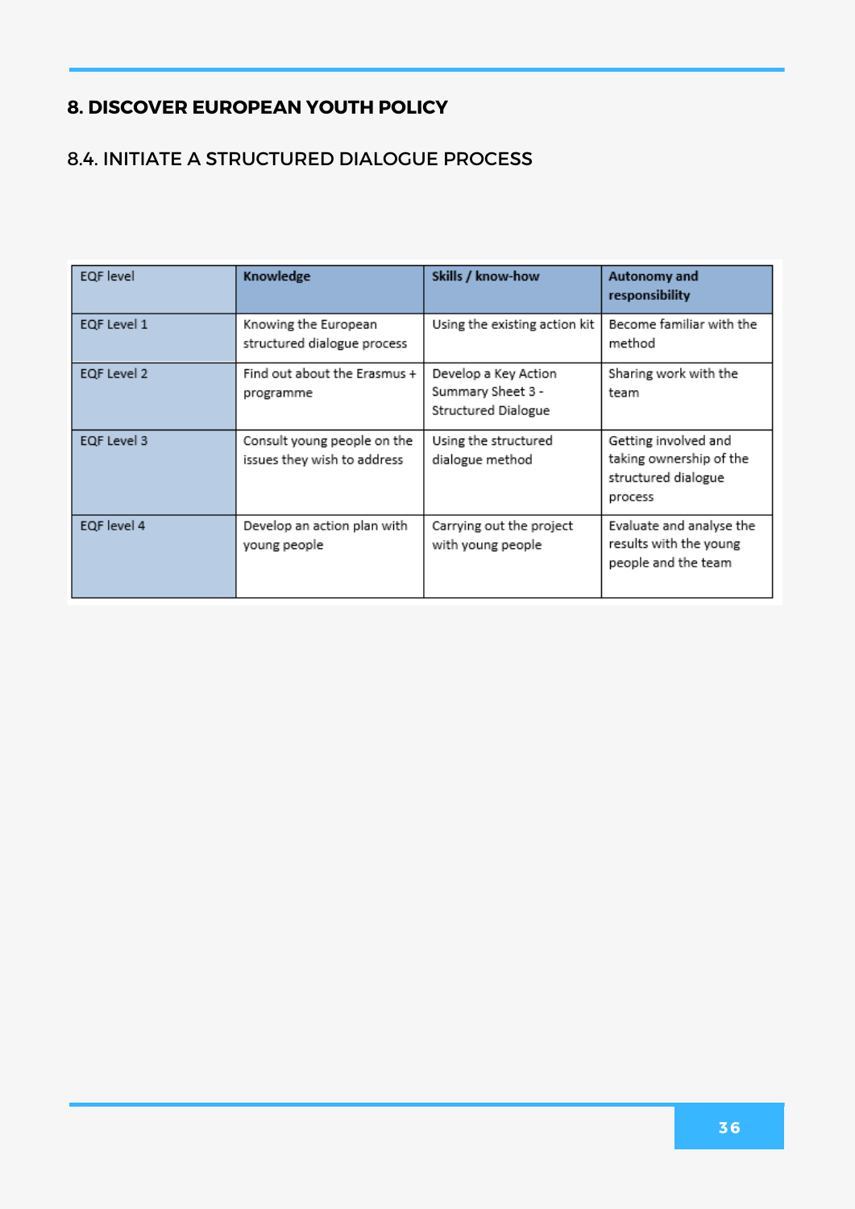## 8. DISCOVER EUROPEAN YOUTH POLICY

### 8.4. INITIATE A STRUCTURED DIALOGUE PROCESS

| EQF level | **Knowledge** | **Skills / know-how** | **Autonomy and responsibility** |
|---|---|---|---|
| EQF Level 1 | Knowing the European structured dialogue process | Using the existing action kit | Become familiar with the method |
| EQF Level 2 | Find out about the Erasmus + programme | Develop a Key Action Summary Sheet 3 - Structured Dialogue | Sharing work with the team |
| EQF Level 3 | Consult young people on the issues they wish to address | Using the structured dialogue method | Getting involved and taking ownership of the structured dialogue process |
| EQF level 4 | Develop an action plan with young people | Carrying out the project with young people | Evaluate and analyse the results with the young people and the team |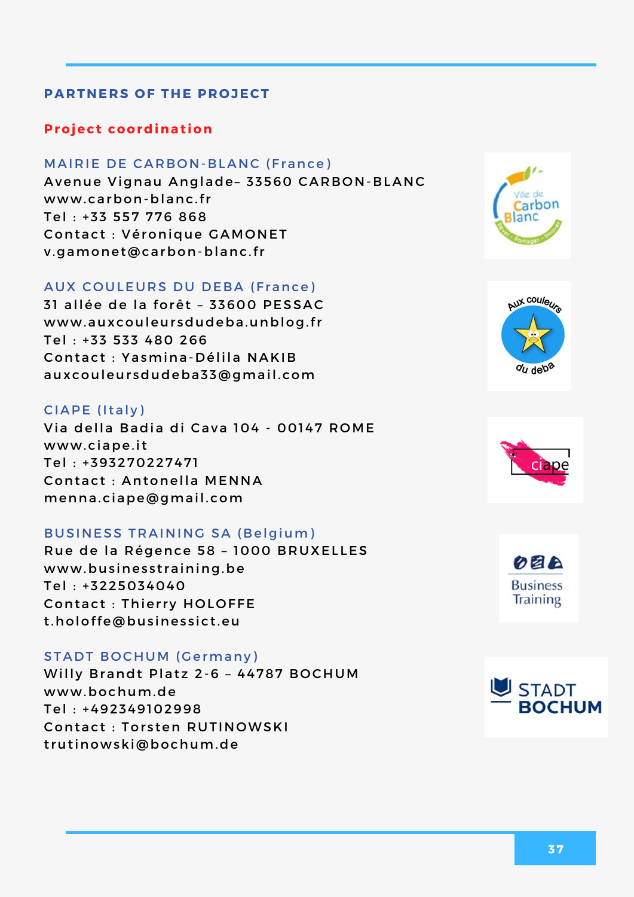## PARTNERS OF THE PROJECT

### Project coordination

**MAIRIE DE CARBON-BLANC (France)**
Avenue Vignau Anglade– 33560 CARBON-BLANC
www.carbon-blanc.fr
Tel : +33 557 776 868
Contact : Véronique GAMONET
v.gamonet@carbon-blanc.fr

**AUX COULEURS DU DEBA (France)**
31 allée de la forêt – 33600 PESSAC
www.auxcouleursdudeba.unblog.fr
Tel : +33 533 480 266
Contact : Yasmina-Délila NAKIB
auxcouleursdudeba33@gmail.com

**CIAPE (Italy)**
Via della Badia di Cava 104 - 00147 ROME
www.ciape.it
Tel : +393270227471
Contact : Antonella MENNA
menna.ciape@gmail.com

**BUSINESS TRAINING SA (Belgium)**
Rue de la Régence 58 – 1000 BRUXELLES
www.businesstraining.be
Tel : +3225034040
Contact : Thierry HOLOFFE
t.holoffe@businessict.eu

**STADT BOCHUM (Germany)**
Willy Brandt Platz 2-6 – 44787 BOCHUM
www.bochum.de
Tel : +492349102998
Contact : Torsten RUTINOWSKI
trutinowski@bochum.de